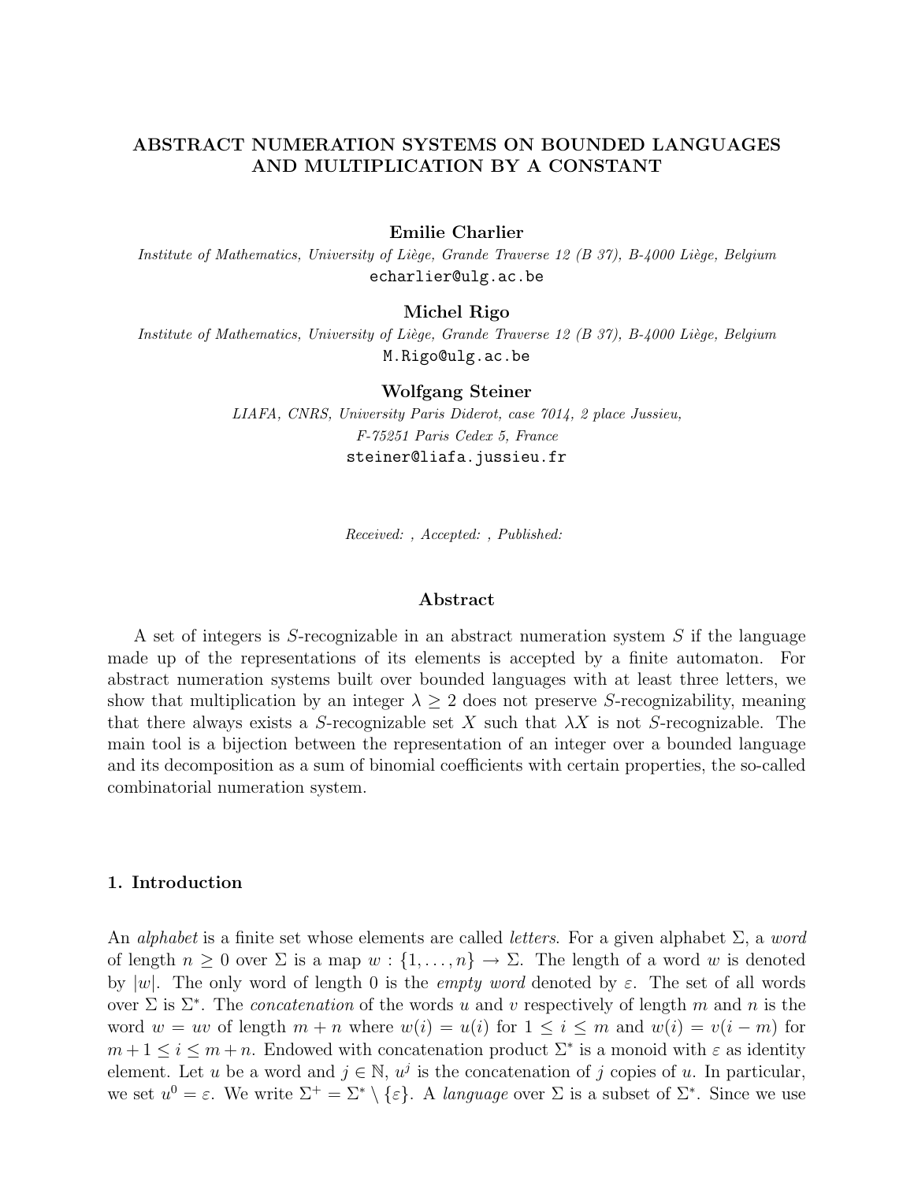# ABSTRACT NUMERATION SYSTEMS ON BOUNDED LANGUAGES AND MULTIPLICATION BY A CONSTANT

**Emilie Charlier**

*Institute of Mathematics, University of Liège, Grande Traverse 12 (B 37), B-4000 Liège, Belgium*

echarlier@ulg.ac.be

**Michel Rigo**

*Institute of Mathematics, University of Liège, Grande Traverse 12 (B 37), B-4000 Liège, Belgium*

M.Rigo@ulg.ac.be

**Wolfgang Steiner**

*LIAFA, CNRS, University Paris Diderot, case 7014, 2 place Jussieu, F-75251 Paris Cedex 5, France*

steiner@liafa.jussieu.fr

*Received: , Accepted: , Published:*

## Abstract

A set of integers is $S$-recognizable in an abstract numeration system $S$ if the language made up of the representations of its elements is accepted by a finite automaton. For abstract numeration systems built over bounded languages with at least three letters, we show that multiplication by an integer $\lambda \geq 2$ does not preserve $S$-recognizability, meaning that there always exists a $S$-recognizable set $X$ such that $\lambda X$ is not $S$-recognizable. The main tool is a bijection between the representation of an integer over a bounded language and its decomposition as a sum of binomial coefficients with certain properties, the so-called combinatorial numeration system.

## 1. Introduction

An *alphabet* is a finite set whose elements are called *letters*. For a given alphabet $\Sigma$, a *word* of length $n \geq 0$ over $\Sigma$ is a map $w : \{1, \ldots, n\} \to \Sigma$. The length of a word $w$ is denoted by $|w|$. The only word of length 0 is the *empty word* denoted by $\varepsilon$. The set of all words over $\Sigma$ is $\Sigma^*$. The *concatenation* of the words $u$ and $v$ respectively of length $m$ and $n$ is the word $w = uv$ of length $m + n$ where $w(i) = u(i)$ for $1 \leq i \leq m$ and $w(i) = v(i - m)$ for $m + 1 \leq i \leq m + n$. Endowed with concatenation product $\Sigma^*$ is a monoid with $\varepsilon$ as identity element. Let $u$ be a word and $j \in \mathbb{N}$, $u^j$ is the concatenation of $j$ copies of $u$. In particular, we set $u^0 = \varepsilon$. We write $\Sigma^+ = \Sigma^* \setminus \{\varepsilon\}$. A *language* over $\Sigma$ is a subset of $\Sigma^*$. Since we use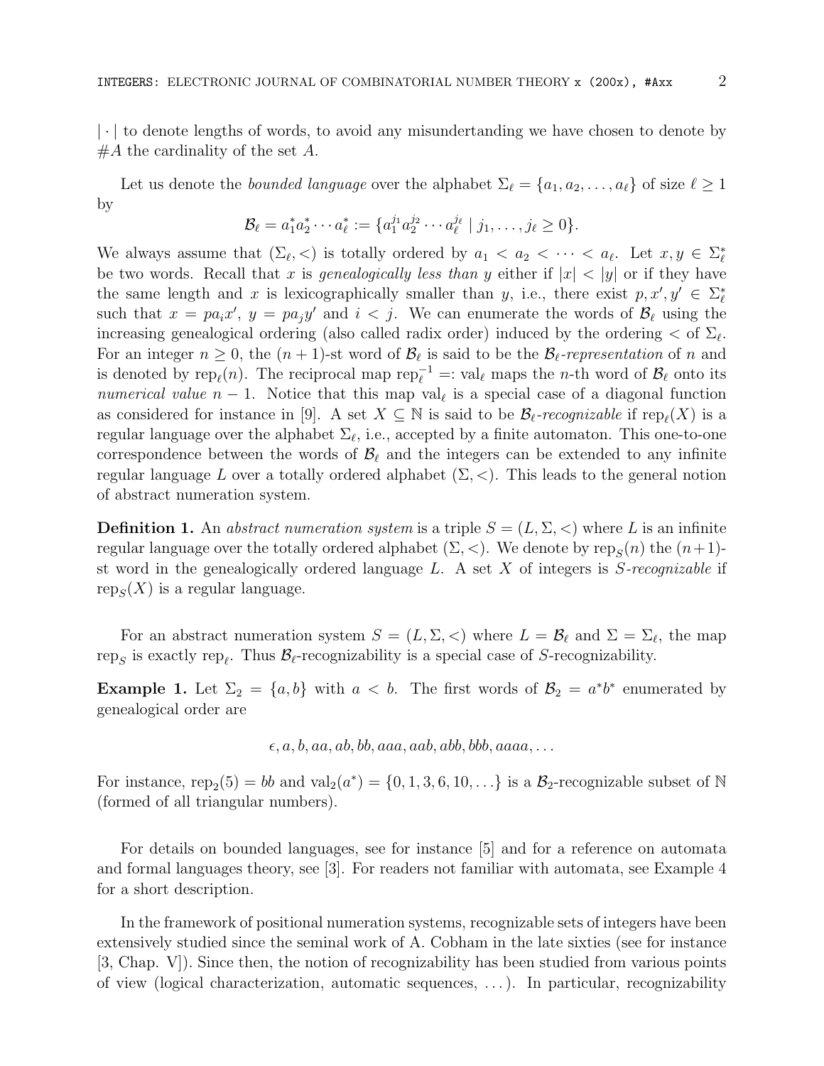$|\cdot|$ to denote lengths of words, to avoid any misundertanding we have chosen to denote by $\#A$ the cardinality of the set $A$.

Let us denote the *bounded language* over the alphabet $\Sigma_\ell = \{a_1, a_2, \ldots, a_\ell\}$ of size $\ell \geq 1$ by

$$\mathcal{B}_\ell = a_1^* a_2^* \cdots a_\ell^* := \{a_1^{j_1} a_2^{j_2} \cdots a_\ell^{j_\ell} \mid j_1, \ldots, j_\ell \geq 0\}.$$

We always assume that $(\Sigma_\ell, <)$ is totally ordered by $a_1 < a_2 < \cdots < a_\ell$. Let $x, y \in \Sigma_\ell^*$ be two words. Recall that $x$ is *genealogically less than* $y$ either if $|x| < |y|$ or if they have the same length and $x$ is lexicographically smaller than $y$, i.e., there exist $p, x', y' \in \Sigma_\ell^*$ such that $x = pa_ix'$, $y = pa_jy'$ and $i < j$. We can enumerate the words of $\mathcal{B}_\ell$ using the increasing genealogical ordering (also called radix order) induced by the ordering $<$ of $\Sigma_\ell$. For an integer $n \geq 0$, the $(n+1)$-st word of $\mathcal{B}_\ell$ is said to be the $\mathcal{B}_\ell$*-representation* of $n$ and is denoted by $\mathrm{rep}_\ell(n)$. The reciprocal map $\mathrm{rep}_\ell^{-1} =: \mathrm{val}_\ell$ maps the $n$-th word of $\mathcal{B}_\ell$ onto its *numerical value* $n-1$. Notice that this map $\mathrm{val}_\ell$ is a special case of a diagonal function as considered for instance in [9]. A set $X \subseteq \mathbb{N}$ is said to be $\mathcal{B}_\ell$*-recognizable* if $\mathrm{rep}_\ell(X)$ is a regular language over the alphabet $\Sigma_\ell$, i.e., accepted by a finite automaton. This one-to-one correspondence between the words of $\mathcal{B}_\ell$ and the integers can be extended to any infinite regular language $L$ over a totally ordered alphabet $(\Sigma, <)$. This leads to the general notion of abstract numeration system.

**Definition 1.** An *abstract numeration system* is a triple $S = (L, \Sigma, <)$ where $L$ is an infinite regular language over the totally ordered alphabet $(\Sigma, <)$. We denote by $\mathrm{rep}_S(n)$ the $(n+1)$-st word in the genealogically ordered language $L$. A set $X$ of integers is $S$*-recognizable* if $\mathrm{rep}_S(X)$ is a regular language.

For an abstract numeration system $S = (L, \Sigma, <)$ where $L = \mathcal{B}_\ell$ and $\Sigma = \Sigma_\ell$, the map $\mathrm{rep}_S$ is exactly $\mathrm{rep}_\ell$. Thus $\mathcal{B}_\ell$-recognizability is a special case of $S$-recognizability.

**Example 1.** Let $\Sigma_2 = \{a, b\}$ with $a < b$. The first words of $\mathcal{B}_2 = a^*b^*$ enumerated by genealogical order are

$$\epsilon, a, b, aa, ab, bb, aaa, aab, abb, bbb, aaaa, \ldots$$

For instance, $\mathrm{rep}_2(5) = bb$ and $\mathrm{val}_2(a^*) = \{0, 1, 3, 6, 10, \ldots\}$ is a $\mathcal{B}_2$-recognizable subset of $\mathbb{N}$ (formed of all triangular numbers).

For details on bounded languages, see for instance [5] and for a reference on automata and formal languages theory, see [3]. For readers not familiar with automata, see Example 4 for a short description.

In the framework of positional numeration systems, recognizable sets of integers have been extensively studied since the seminal work of A. Cobham in the late sixties (see for instance [3, Chap. V]). Since then, the notion of recognizability has been studied from various points of view (logical characterization, automatic sequences, ...). In particular, recognizability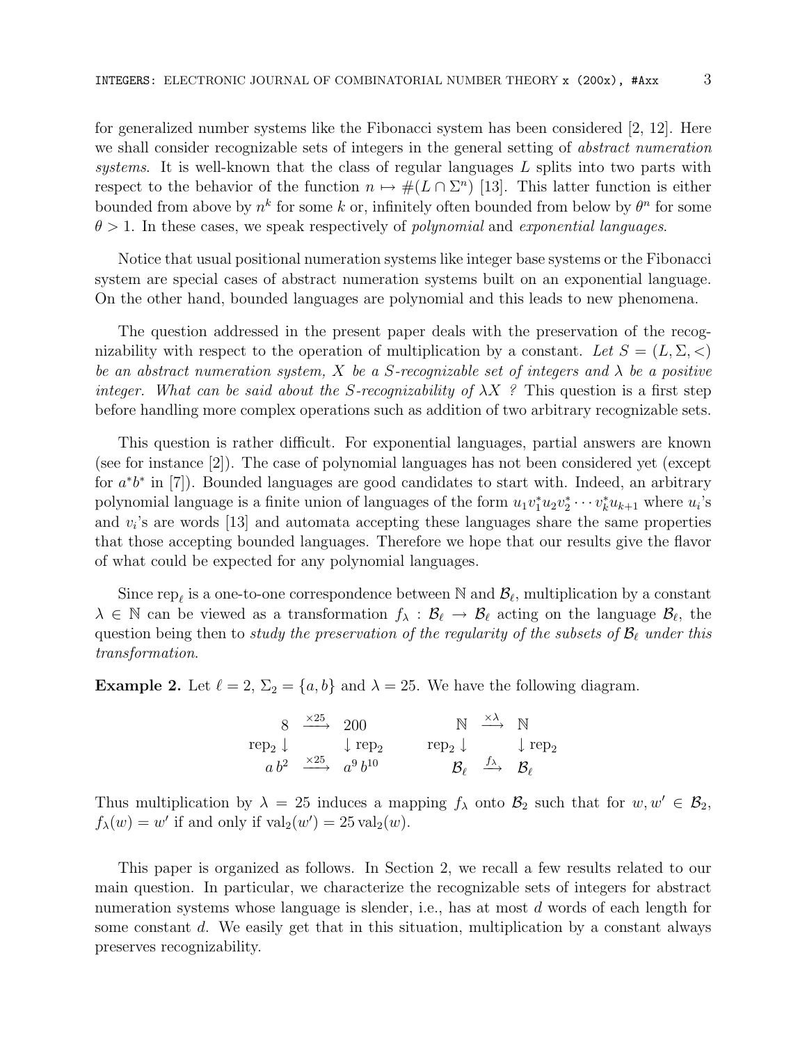for generalized number systems like the Fibonacci system has been considered [2, 12]. Here we shall consider recognizable sets of integers in the general setting of *abstract numeration systems*. It is well-known that the class of regular languages $L$ splits into two parts with respect to the behavior of the function $n \mapsto \#(L \cap \Sigma^n)$ [13]. This latter function is either bounded from above by $n^k$ for some $k$ or, infinitely often bounded from below by $\theta^n$ for some $\theta > 1$. In these cases, we speak respectively of *polynomial* and *exponential languages*.

Notice that usual positional numeration systems like integer base systems or the Fibonacci system are special cases of abstract numeration systems built on an exponential language. On the other hand, bounded languages are polynomial and this leads to new phenomena.

The question addressed in the present paper deals with the preservation of the recognizability with respect to the operation of multiplication by a constant. *Let $S = (L, \Sigma, <)$ be an abstract numeration system, $X$ be a $S$-recognizable set of integers and $\lambda$ be a positive integer. What can be said about the $S$-recognizability of $\lambda X$ ?* This question is a first step before handling more complex operations such as addition of two arbitrary recognizable sets.

This question is rather difficult. For exponential languages, partial answers are known (see for instance [2]). The case of polynomial languages has not been considered yet (except for $a^*b^*$ in [7]). Bounded languages are good candidates to start with. Indeed, an arbitrary polynomial language is a finite union of languages of the form $u_1 v_1^* u_2 v_2^* \cdots v_k^* u_{k+1}$ where $u_i$'s and $v_i$'s are words [13] and automata accepting these languages share the same properties that those accepting bounded languages. Therefore we hope that our results give the flavor of what could be expected for any polynomial languages.

Since $\mathrm{rep}_\ell$ is a one-to-one correspondence between $\mathbb{N}$ and $\mathcal{B}_\ell$, multiplication by a constant $\lambda \in \mathbb{N}$ can be viewed as a transformation $f_\lambda : \mathcal{B}_\ell \to \mathcal{B}_\ell$ acting on the language $\mathcal{B}_\ell$, the question being then to *study the preservation of the regularity of the subsets of $\mathcal{B}_\ell$ under this transformation.*

**Example 2.** Let $\ell = 2$, $\Sigma_2 = \{a, b\}$ and $\lambda = 25$. We have the following diagram.

$$\begin{array}{ccc} 8 & \xrightarrow{\times 25} & 200 \\ \mathrm{rep}_2 \downarrow & & \downarrow \mathrm{rep}_2 \\ a\,b^2 & \xrightarrow{\times 25} & a^9\,b^{10} \end{array} \qquad \begin{array}{ccc} \mathbb{N} & \xrightarrow{\times \lambda} & \mathbb{N} \\ \mathrm{rep}_2 \downarrow & & \downarrow \mathrm{rep}_2 \\ \mathcal{B}_\ell & \xrightarrow{f_\lambda} & \mathcal{B}_\ell \end{array}$$

Thus multiplication by $\lambda = 25$ induces a mapping $f_\lambda$ onto $\mathcal{B}_2$ such that for $w, w' \in \mathcal{B}_2$, $f_\lambda(w) = w'$ if and only if $\mathrm{val}_2(w') = 25\,\mathrm{val}_2(w)$.

This paper is organized as follows. In Section 2, we recall a few results related to our main question. In particular, we characterize the recognizable sets of integers for abstract numeration systems whose language is slender, i.e., has at most $d$ words of each length for some constant $d$. We easily get that in this situation, multiplication by a constant always preserves recognizability.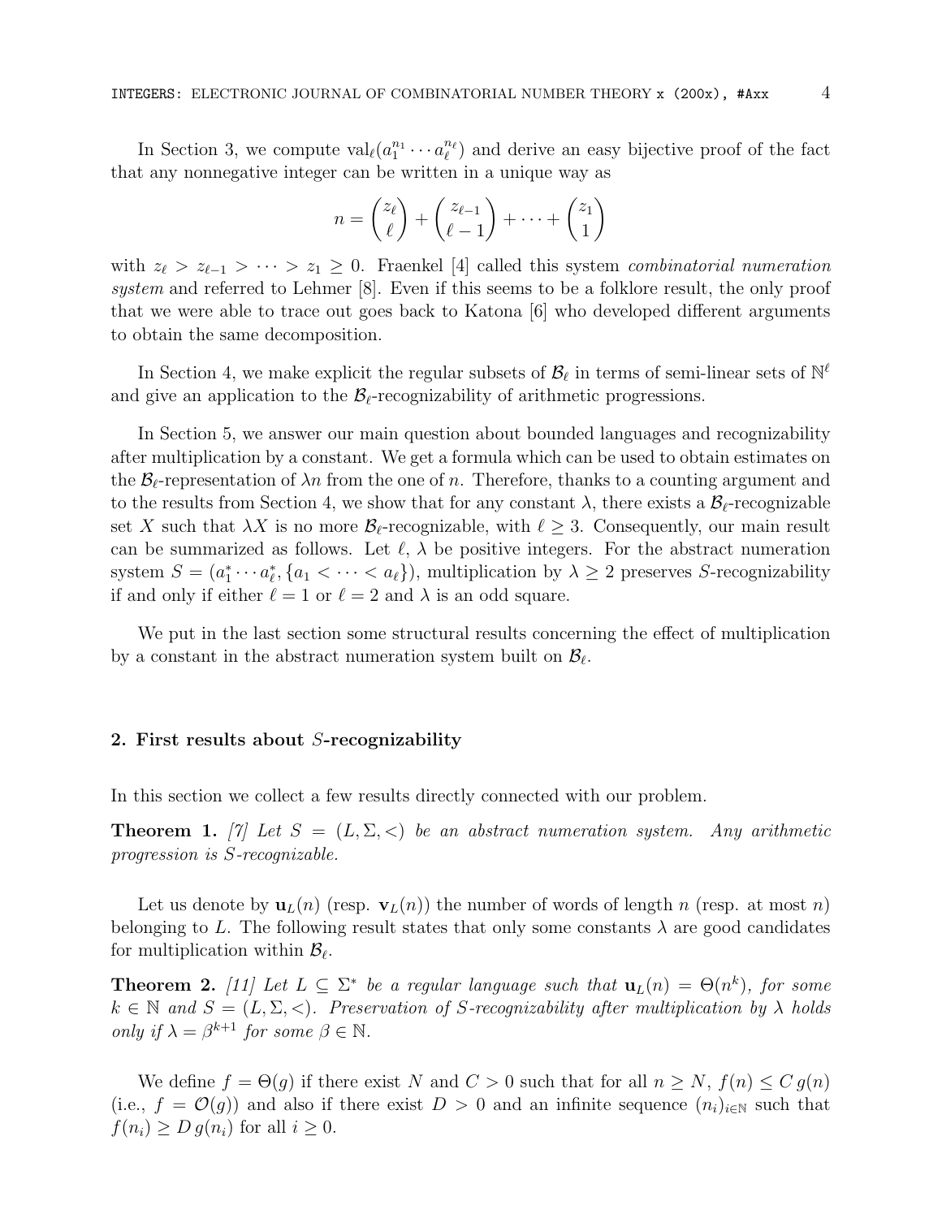In Section 3, we compute $\mathrm{val}_\ell(a_1^{n_1} \cdots a_\ell^{n_\ell})$ and derive an easy bijective proof of the fact that any nonnegative integer can be written in a unique way as

$$n = \binom{z_\ell}{\ell} + \binom{z_{\ell-1}}{\ell-1} + \cdots + \binom{z_1}{1}$$

with $z_\ell > z_{\ell-1} > \cdots > z_1 \geq 0$. Fraenkel [4] called this system *combinatorial numeration system* and referred to Lehmer [8]. Even if this seems to be a folklore result, the only proof that we were able to trace out goes back to Katona [6] who developed different arguments to obtain the same decomposition.

In Section 4, we make explicit the regular subsets of $\mathcal{B}_\ell$ in terms of semi-linear sets of $\mathbb{N}^\ell$ and give an application to the $\mathcal{B}_\ell$-recognizability of arithmetic progressions.

In Section 5, we answer our main question about bounded languages and recognizability after multiplication by a constant. We get a formula which can be used to obtain estimates on the $\mathcal{B}_\ell$-representation of $\lambda n$ from the one of $n$. Therefore, thanks to a counting argument and to the results from Section 4, we show that for any constant $\lambda$, there exists a $\mathcal{B}_\ell$-recognizable set $X$ such that $\lambda X$ is no more $\mathcal{B}_\ell$-recognizable, with $\ell \geq 3$. Consequently, our main result can be summarized as follows. Let $\ell$, $\lambda$ be positive integers. For the abstract numeration system $S = (a_1^* \cdots a_\ell^*, \{a_1 < \cdots < a_\ell\})$, multiplication by $\lambda \geq 2$ preserves $S$-recognizability if and only if either $\ell = 1$ or $\ell = 2$ and $\lambda$ is an odd square.

We put in the last section some structural results concerning the effect of multiplication by a constant in the abstract numeration system built on $\mathcal{B}_\ell$.

## 2. First results about $S$-recognizability

In this section we collect a few results directly connected with our problem.

**Theorem 1.** [7] *Let $S = (L, \Sigma, <)$ be an abstract numeration system. Any arithmetic progression is $S$-recognizable.*

Let us denote by $\mathbf{u}_L(n)$ (resp. $\mathbf{v}_L(n)$) the number of words of length $n$ (resp. at most $n$) belonging to $L$. The following result states that only some constants $\lambda$ are good candidates for multiplication within $\mathcal{B}_\ell$.

**Theorem 2.** [11] *Let $L \subseteq \Sigma^*$ be a regular language such that $\mathbf{u}_L(n) = \Theta(n^k)$, for some $k \in \mathbb{N}$ and $S = (L, \Sigma, <)$. Preservation of $S$-recognizability after multiplication by $\lambda$ holds only if $\lambda = \beta^{k+1}$ for some $\beta \in \mathbb{N}$.*

We define $f = \Theta(g)$ if there exist $N$ and $C > 0$ such that for all $n \geq N$, $f(n) \leq C\, g(n)$ (i.e., $f = \mathcal{O}(g)$) and also if there exist $D > 0$ and an infinite sequence $(n_i)_{i \in \mathbb{N}}$ such that $f(n_i) \geq D\, g(n_i)$ for all $i \geq 0$.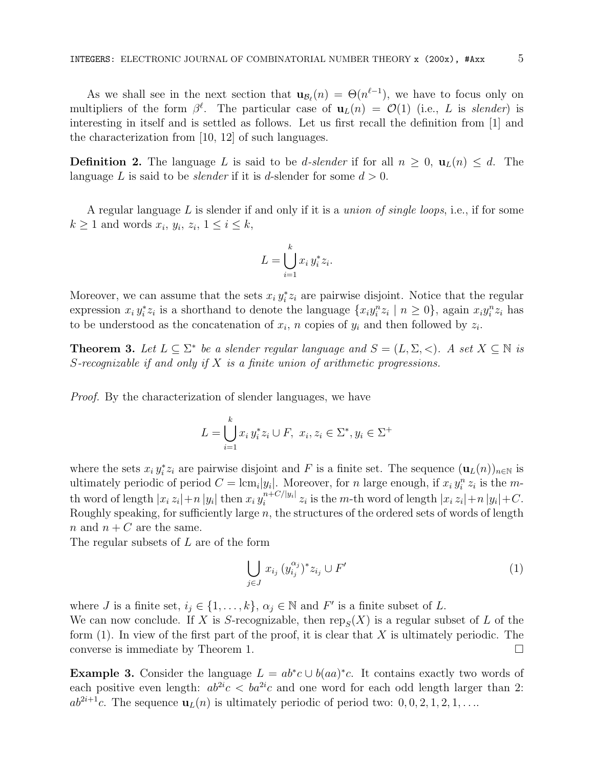As we shall see in the next section that $\mathbf{u}_{\mathcal{B}_\ell}(n) = \Theta(n^{\ell-1})$, we have to focus only on multipliers of the form $\beta^\ell$. The particular case of $\mathbf{u}_L(n) = \mathcal{O}(1)$ (i.e., $L$ is *slender*) is interesting in itself and is settled as follows. Let us first recall the definition from [1] and the characterization from [10, 12] of such languages.

**Definition 2.** The language $L$ is said to be *d-slender* if for all $n \geq 0$, $\mathbf{u}_L(n) \leq d$. The language $L$ is said to be *slender* if it is $d$-slender for some $d > 0$.

A regular language $L$ is slender if and only if it is a *union of single loops*, i.e., if for some $k \geq 1$ and words $x_i$, $y_i$, $z_i$, $1 \leq i \leq k$,

$$L = \bigcup_{i=1}^{k} x_i\, y_i^* z_i.$$

Moreover, we can assume that the sets $x_i\, y_i^* z_i$ are pairwise disjoint. Notice that the regular expression $x_i\, y_i^* z_i$ is a shorthand to denote the language $\{x_i y_i^n z_i \mid n \geq 0\}$, again $x_i y_i^n z_i$ has to be understood as the concatenation of $x_i$, $n$ copies of $y_i$ and then followed by $z_i$.

**Theorem 3.** *Let $L \subseteq \Sigma^*$ be a slender regular language and $S = (L, \Sigma, <)$. A set $X \subseteq \mathbb{N}$ is $S$-recognizable if and only if $X$ is a finite union of arithmetic progressions.*

*Proof.* By the characterization of slender languages, we have

$$L = \bigcup_{i=1}^{k} x_i\, y_i^* z_i \cup F,\ \ x_i, z_i \in \Sigma^*, y_i \in \Sigma^+$$

where the sets $x_i\, y_i^* z_i$ are pairwise disjoint and $F$ is a finite set. The sequence $(\mathbf{u}_L(n))_{n\in\mathbb{N}}$ is ultimately periodic of period $C = \operatorname{lcm}_i |y_i|$. Moreover, for $n$ large enough, if $x_i\, y_i^n\, z_i$ is the $m$-th word of length $|x_i\, z_i| + n\,|y_i|$ then $x_i\, y_i^{n+C/|y_i|}\, z_i$ is the $m$-th word of length $|x_i\, z_i| + n\,|y_i| + C$. Roughly speaking, for sufficiently large $n$, the structures of the ordered sets of words of length $n$ and $n + C$ are the same.
The regular subsets of $L$ are of the form

$$\bigcup_{j\in J} x_{i_j}\, (y_{i_j}^{\alpha_j})^* z_{i_j} \cup F' \tag{1}$$

where $J$ is a finite set, $i_j \in \{1, \ldots, k\}$, $\alpha_j \in \mathbb{N}$ and $F'$ is a finite subset of $L$.
We can now conclude. If $X$ is $S$-recognizable, then $\operatorname{rep}_S(X)$ is a regular subset of $L$ of the form (1). In view of the first part of the proof, it is clear that $X$ is ultimately periodic. The converse is immediate by Theorem 1. $\square$

**Example 3.** Consider the language $L = ab^*c \cup b(aa)^*c$. It contains exactly two words of each positive even length: $ab^{2i}c < ba^{2i}c$ and one word for each odd length larger than 2: $ab^{2i+1}c$. The sequence $\mathbf{u}_L(n)$ is ultimately periodic of period two: $0, 0, 2, 1, 2, 1, \ldots$.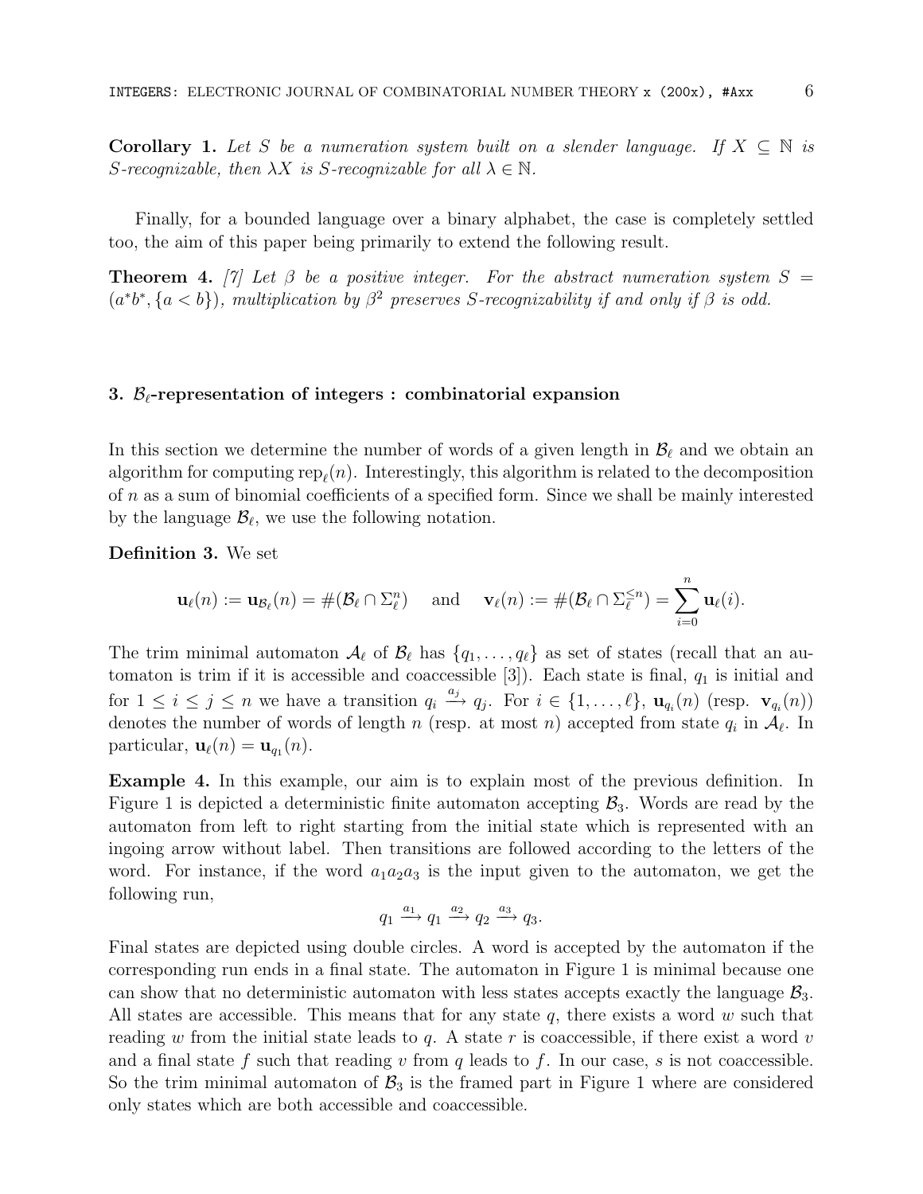**Corollary 1.** *Let $S$ be a numeration system built on a slender language. If $X \subseteq \mathbb{N}$ is $S$-recognizable, then $\lambda X$ is $S$-recognizable for all $\lambda \in \mathbb{N}$.*

Finally, for a bounded language over a binary alphabet, the case is completely settled too, the aim of this paper being primarily to extend the following result.

**Theorem 4.** *[7] Let $\beta$ be a positive integer. For the abstract numeration system $S = (a^*b^*, \{a < b\})$, multiplication by $\beta^2$ preserves $S$-recognizability if and only if $\beta$ is odd.*

## 3. $\mathcal{B}_\ell$-representation of integers : combinatorial expansion

In this section we determine the number of words of a given length in $\mathcal{B}_\ell$ and we obtain an algorithm for computing $\text{rep}_\ell(n)$. Interestingly, this algorithm is related to the decomposition of $n$ as a sum of binomial coefficients of a specified form. Since we shall be mainly interested by the language $\mathcal{B}_\ell$, we use the following notation.

**Definition 3.** We set

$$\mathbf{u}_\ell(n) := \mathbf{u}_{\mathcal{B}_\ell}(n) = \#(\mathcal{B}_\ell \cap \Sigma_\ell^n) \quad \text{ and } \quad \mathbf{v}_\ell(n) := \#(\mathcal{B}_\ell \cap \Sigma_\ell^{\le n}) = \sum_{i=0}^{n} \mathbf{u}_\ell(i).$$

The trim minimal automaton $\mathcal{A}_\ell$ of $\mathcal{B}_\ell$ has $\{q_1, \ldots, q_\ell\}$ as set of states (recall that an automaton is trim if it is accessible and coaccessible [3]). Each state is final, $q_1$ is initial and for $1 \le i \le j \le n$ we have a transition $q_i \xrightarrow{a_j} q_j$. For $i \in \{1, \ldots, \ell\}$, $\mathbf{u}_{q_i}(n)$ (resp. $\mathbf{v}_{q_i}(n)$) denotes the number of words of length $n$ (resp. at most $n$) accepted from state $q_i$ in $\mathcal{A}_\ell$. In particular, $\mathbf{u}_\ell(n) = \mathbf{u}_{q_1}(n)$.

**Example 4.** In this example, our aim is to explain most of the previous definition. In Figure 1 is depicted a deterministic finite automaton accepting $\mathcal{B}_3$. Words are read by the automaton from left to right starting from the initial state which is represented with an ingoing arrow without label. Then transitions are followed according to the letters of the word. For instance, if the word $a_1a_2a_3$ is the input given to the automaton, we get the following run,

$$q_1 \xrightarrow{a_1} q_1 \xrightarrow{a_2} q_2 \xrightarrow{a_3} q_3.$$

Final states are depicted using double circles. A word is accepted by the automaton if the corresponding run ends in a final state. The automaton in Figure 1 is minimal because one can show that no deterministic automaton with less states accepts exactly the language $\mathcal{B}_3$. All states are accessible. This means that for any state $q$, there exists a word $w$ such that reading $w$ from the initial state leads to $q$. A state $r$ is coaccessible, if there exist a word $v$ and a final state $f$ such that reading $v$ from $q$ leads to $f$. In our case, $s$ is not coaccessible. So the trim minimal automaton of $\mathcal{B}_3$ is the framed part in Figure 1 where are considered only states which are both accessible and coaccessible.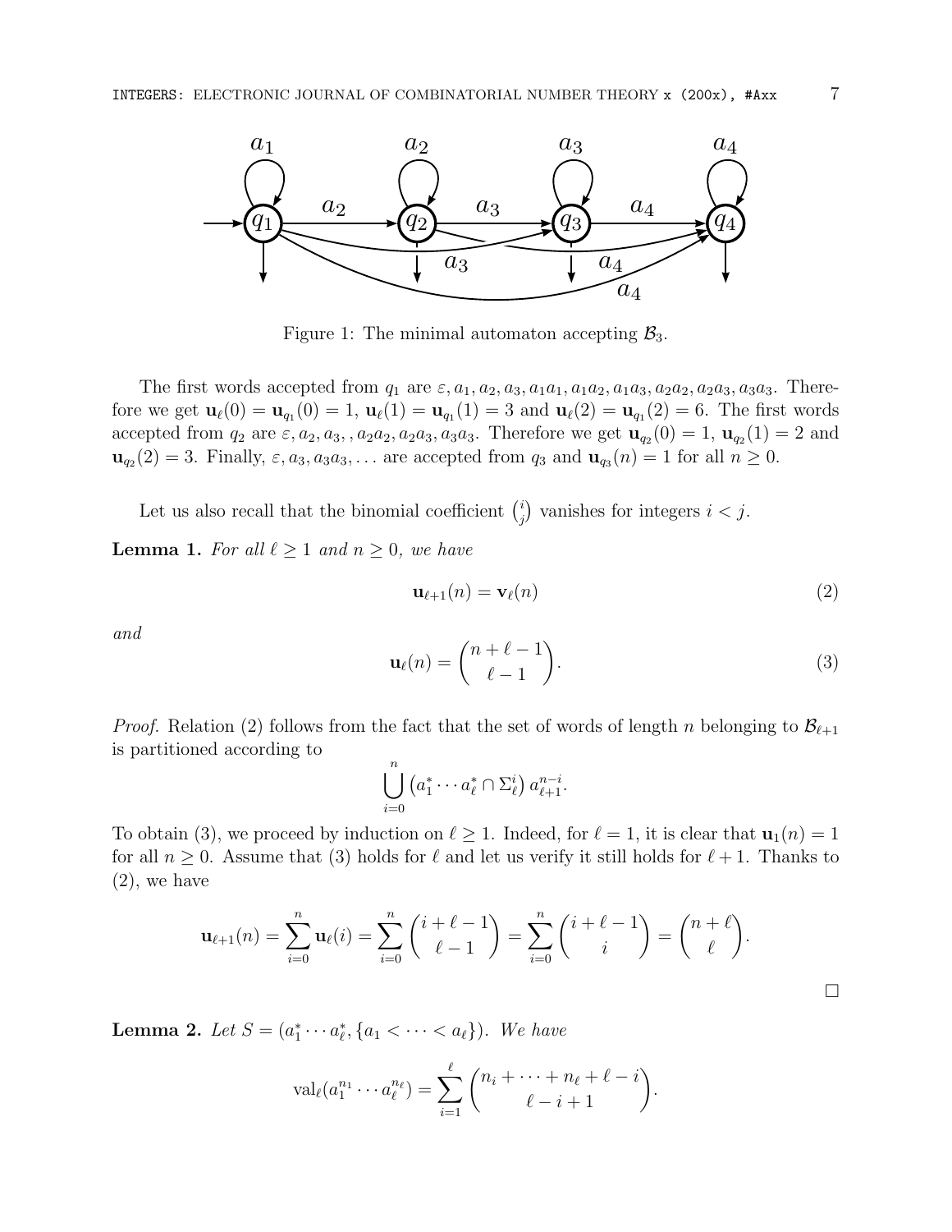Figure 1: The minimal automaton accepting $\mathcal{B}_3$.

The first words accepted from $q_1$ are $\varepsilon, a_1, a_2, a_3, a_1a_1, a_1a_2, a_1a_3, a_2a_2, a_2a_3, a_3a_3$. Therefore we get $\mathbf{u}_\ell(0) = \mathbf{u}_{q_1}(0) = 1$, $\mathbf{u}_\ell(1) = \mathbf{u}_{q_1}(1) = 3$ and $\mathbf{u}_\ell(2) = \mathbf{u}_{q_1}(2) = 6$. The first words accepted from $q_2$ are $\varepsilon, a_2, a_3, , a_2a_2, a_2a_3, a_3a_3$. Therefore we get $\mathbf{u}_{q_2}(0) = 1$, $\mathbf{u}_{q_2}(1) = 2$ and $\mathbf{u}_{q_2}(2) = 3$. Finally, $\varepsilon, a_3, a_3a_3, \ldots$ are accepted from $q_3$ and $\mathbf{u}_{q_3}(n) = 1$ for all $n \geq 0$.

Let us also recall that the binomial coefficient $\binom{i}{j}$ vanishes for integers $i < j$.

**Lemma 1.** *For all $\ell \geq 1$ and $n \geq 0$, we have*

$$\mathbf{u}_{\ell+1}(n) = \mathbf{v}_\ell(n) \tag{2}$$

*and*

$$\mathbf{u}_\ell(n) = \binom{n+\ell-1}{\ell-1}. \tag{3}$$

*Proof.* Relation (2) follows from the fact that the set of words of length $n$ belonging to $\mathcal{B}_{\ell+1}$ is partitioned according to

$$\bigcup_{i=0}^{n} \left(a_1^* \cdots a_\ell^* \cap \Sigma_\ell^i\right) a_{\ell+1}^{n-i}.$$

To obtain (3), we proceed by induction on $\ell \geq 1$. Indeed, for $\ell = 1$, it is clear that $\mathbf{u}_1(n) = 1$ for all $n \geq 0$. Assume that (3) holds for $\ell$ and let us verify it still holds for $\ell + 1$. Thanks to (2), we have

$$\mathbf{u}_{\ell+1}(n) = \sum_{i=0}^{n} \mathbf{u}_\ell(i) = \sum_{i=0}^{n} \binom{i+\ell-1}{\ell-1} = \sum_{i=0}^{n} \binom{i+\ell-1}{i} = \binom{n+\ell}{\ell}.$$

□

**Lemma 2.** *Let $S = (a_1^* \cdots a_\ell^*, \{a_1 < \cdots < a_\ell\})$. We have*

$$\operatorname{val}_\ell(a_1^{n_1} \cdots a_\ell^{n_\ell}) = \sum_{i=1}^{\ell} \binom{n_i + \cdots + n_\ell + \ell - i}{\ell - i + 1}.$$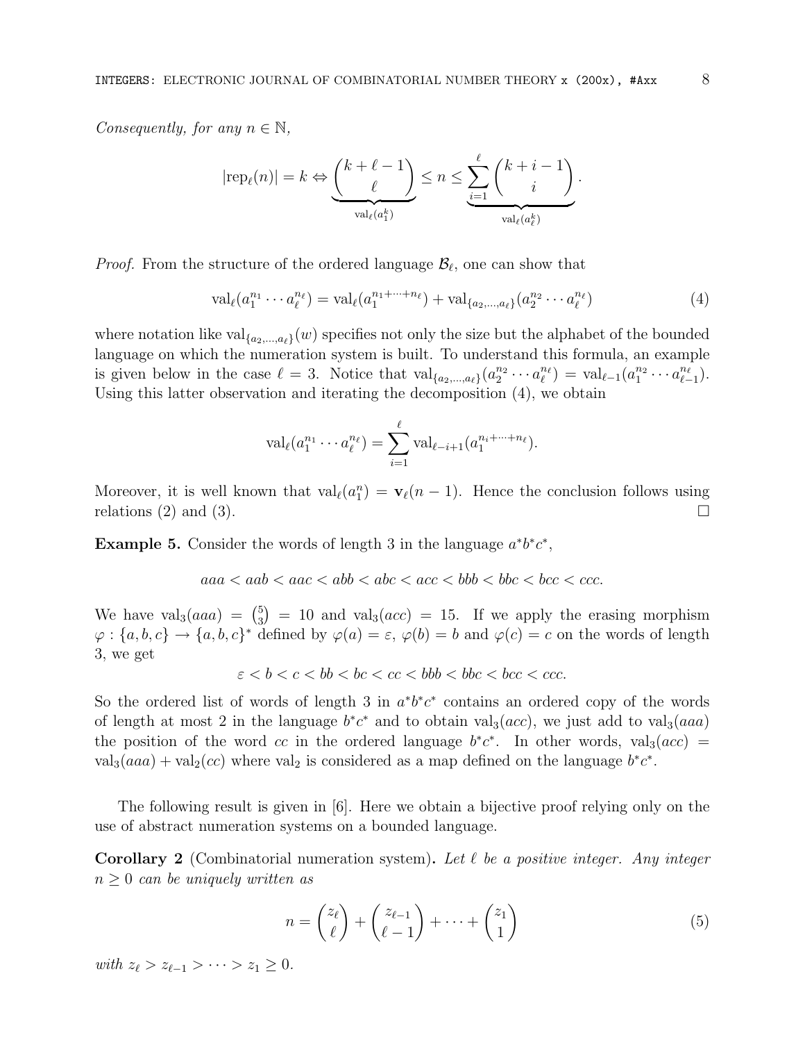*Consequently, for any $n \in \mathbb{N}$,*

$$|\text{rep}_\ell(n)| = k \Leftrightarrow \underbrace{\binom{k+\ell-1}{\ell}}_{\text{val}_\ell(a_1^k)} \le n \le \underbrace{\sum_{i=1}^{\ell} \binom{k+i-1}{i}}_{\text{val}_\ell(a_\ell^k)}.$$

*Proof.* From the structure of the ordered language $\mathcal{B}_\ell$, one can show that

$$\text{val}_\ell(a_1^{n_1} \cdots a_\ell^{n_\ell}) = \text{val}_\ell(a_1^{n_1+\cdots+n_\ell}) + \text{val}_{\{a_2,\ldots,a_\ell\}}(a_2^{n_2} \cdots a_\ell^{n_\ell}) \tag{4}$$

where notation like $\text{val}_{\{a_2,\ldots,a_\ell\}}(w)$ specifies not only the size but the alphabet of the bounded language on which the numeration system is built. To understand this formula, an example is given below in the case $\ell = 3$. Notice that $\text{val}_{\{a_2,\ldots,a_\ell\}}(a_2^{n_2} \cdots a_\ell^{n_\ell}) = \text{val}_{\ell-1}(a_1^{n_2} \cdots a_{\ell-1}^{n_\ell})$. Using this latter observation and iterating the decomposition (4), we obtain

$$\text{val}_\ell(a_1^{n_1} \cdots a_\ell^{n_\ell}) = \sum_{i=1}^{\ell} \text{val}_{\ell-i+1}(a_1^{n_i+\cdots+n_\ell}).$$

Moreover, it is well known that $\text{val}_\ell(a_1^n) = \mathbf{v}_\ell(n-1)$. Hence the conclusion follows using relations (2) and (3). $\square$

**Example 5.** Consider the words of length 3 in the language $a^*b^*c^*$,

$$aaa < aab < aac < abb < abc < acc < bbb < bbc < bcc < ccc.$$

We have $\text{val}_3(aaa) = \binom{5}{3} = 10$ and $\text{val}_3(acc) = 15$. If we apply the erasing morphism $\varphi : \{a, b, c\} \to \{a, b, c\}^*$ defined by $\varphi(a) = \varepsilon$, $\varphi(b) = b$ and $\varphi(c) = c$ on the words of length 3, we get

$$\varepsilon < b < c < bb < bc < cc < bbb < bbc < bcc < ccc.$$

So the ordered list of words of length 3 in $a^*b^*c^*$ contains an ordered copy of the words of length at most 2 in the language $b^*c^*$ and to obtain $\text{val}_3(acc)$, we just add to $\text{val}_3(aaa)$ the position of the word $cc$ in the ordered language $b^*c^*$. In other words, $\text{val}_3(acc) = \text{val}_3(aaa) + \text{val}_2(cc)$ where $\text{val}_2$ is considered as a map defined on the language $b^*c^*$.

The following result is given in [6]. Here we obtain a bijective proof relying only on the use of abstract numeration systems on a bounded language.

**Corollary 2** (Combinatorial numeration system)**.** *Let $\ell$ be a positive integer. Any integer $n \ge 0$ can be uniquely written as*

$$n = \binom{z_\ell}{\ell} + \binom{z_{\ell-1}}{\ell-1} + \cdots + \binom{z_1}{1} \tag{5}$$

*with $z_\ell > z_{\ell-1} > \cdots > z_1 \ge 0$.*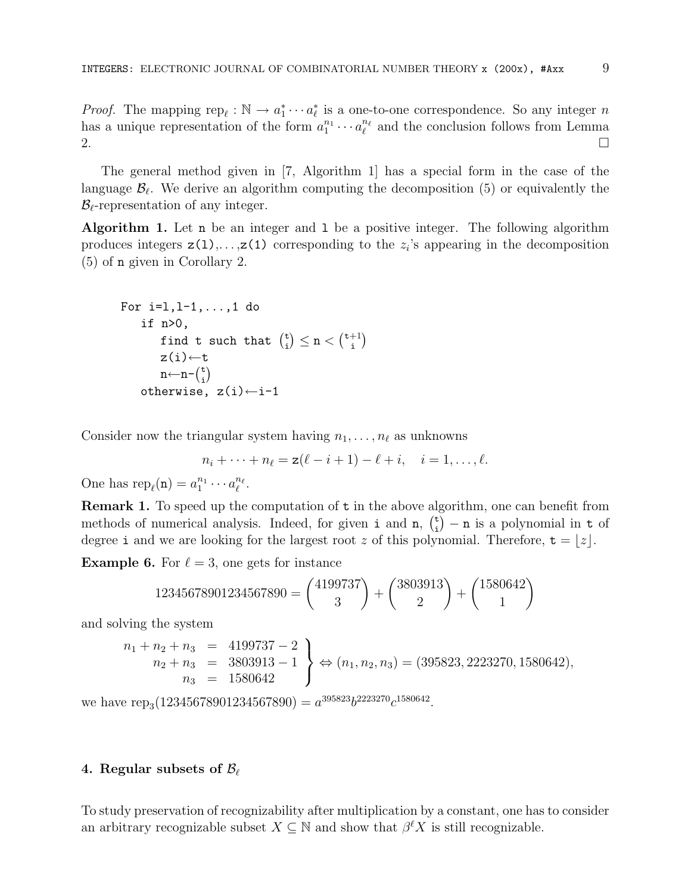*Proof.* The mapping $\text{rep}_\ell : \mathbb{N} \to a_1^* \cdots a_\ell^*$ is a one-to-one correspondence. So any integer $n$ has a unique representation of the form $a_1^{n_1} \cdots a_\ell^{n_\ell}$ and the conclusion follows from Lemma 2. $\square$

The general method given in [7, Algorithm 1] has a special form in the case of the language $\mathcal{B}_\ell$. We derive an algorithm computing the decomposition (5) or equivalently the $\mathcal{B}_\ell$-representation of any integer.

**Algorithm 1.** Let `n` be an integer and `l` be a positive integer. The following algorithm produces integers `z(l)`,...,`z(1)` corresponding to the $z_i$'s appearing in the decomposition (5) of `n` given in Corollary 2.

```
For i=l,l-1,...,1 do
   if n>0,
      find t such that (t i) ≤ n < (t+1 i)
      z(i)←t
      n←n-(t i)
   otherwise, z(i)←i-1
```

Consider now the triangular system having $n_1, \ldots, n_\ell$ as unknowns

$$n_i + \cdots + n_\ell = \mathtt{z}(\ell - i + 1) - \ell + i, \quad i = 1, \ldots, \ell.$$

One has $\text{rep}_\ell(\mathtt{n}) = a_1^{n_1} \cdots a_\ell^{n_\ell}$.

**Remark 1.** To speed up the computation of `t` in the above algorithm, one can benefit from methods of numerical analysis. Indeed, for given `i` and `n`, $\binom{\mathtt{t}}{\mathtt{i}} - \mathtt{n}$ is a polynomial in `t` of degree `i` and we are looking for the largest root $z$ of this polynomial. Therefore, $\mathtt{t} = \lfloor z \rfloor$.

**Example 6.** For $\ell = 3$, one gets for instance

$$12345678901234567890 = \binom{4199737}{3} + \binom{3803913}{2} + \binom{1580642}{1}$$

and solving the system

$$\left.\begin{array}{rcl} n_1 + n_2 + n_3 &=& 4199737 - 2 \\ n_2 + n_3 &=& 3803913 - 1 \\ n_3 &=& 1580642 \end{array}\right\} \Leftrightarrow (n_1, n_2, n_3) = (395823, 2223270, 1580642),$$

we have $\text{rep}_3(12345678901234567890) = a^{395823} b^{2223270} c^{1580642}$.

## 4. Regular subsets of $\mathcal{B}_\ell$

To study preservation of recognizability after multiplication by a constant, one has to consider an arbitrary recognizable subset $X \subseteq \mathbb{N}$ and show that $\beta^\ell X$ is still recognizable.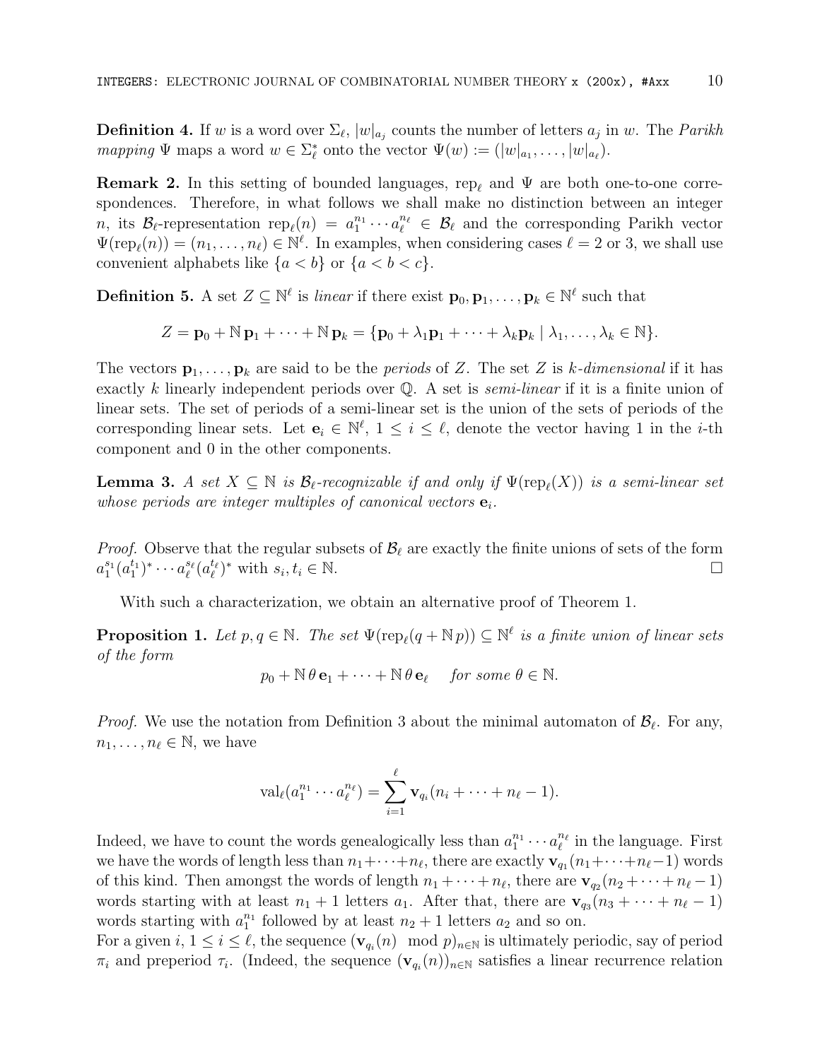**Definition 4.** If $w$ is a word over $\Sigma_\ell$, $|w|_{a_j}$ counts the number of letters $a_j$ in $w$. The *Parikh mapping* $\Psi$ maps a word $w \in \Sigma_\ell^*$ onto the vector $\Psi(w) := (|w|_{a_1}, \ldots, |w|_{a_\ell})$.

**Remark 2.** In this setting of bounded languages, $\mathrm{rep}_\ell$ and $\Psi$ are both one-to-one correspondences. Therefore, in what follows we shall make no distinction between an integer $n$, its $\mathcal{B}_\ell$-representation $\mathrm{rep}_\ell(n) = a_1^{n_1} \cdots a_\ell^{n_\ell} \in \mathcal{B}_\ell$ and the corresponding Parikh vector $\Psi(\mathrm{rep}_\ell(n)) = (n_1, \ldots, n_\ell) \in \mathbb{N}^\ell$. In examples, when considering cases $\ell = 2$ or 3, we shall use convenient alphabets like $\{a < b\}$ or $\{a < b < c\}$.

**Definition 5.** A set $Z \subseteq \mathbb{N}^\ell$ is *linear* if there exist $\mathbf{p}_0, \mathbf{p}_1, \ldots, \mathbf{p}_k \in \mathbb{N}^\ell$ such that

$$Z = \mathbf{p}_0 + \mathbb{N}\,\mathbf{p}_1 + \cdots + \mathbb{N}\,\mathbf{p}_k = \{\mathbf{p}_0 + \lambda_1 \mathbf{p}_1 + \cdots + \lambda_k \mathbf{p}_k \mid \lambda_1, \ldots, \lambda_k \in \mathbb{N}\}.$$

The vectors $\mathbf{p}_1, \ldots, \mathbf{p}_k$ are said to be the *periods* of $Z$. The set $Z$ is *$k$-dimensional* if it has exactly $k$ linearly independent periods over $\mathbb{Q}$. A set is *semi-linear* if it is a finite union of linear sets. The set of periods of a semi-linear set is the union of the sets of periods of the corresponding linear sets. Let $\mathbf{e}_i \in \mathbb{N}^\ell$, $1 \le i \le \ell$, denote the vector having 1 in the $i$-th component and 0 in the other components.

**Lemma 3.** *A set $X \subseteq \mathbb{N}$ is $\mathcal{B}_\ell$-recognizable if and only if $\Psi(\mathrm{rep}_\ell(X))$ is a semi-linear set whose periods are integer multiples of canonical vectors $\mathbf{e}_i$.*

*Proof.* Observe that the regular subsets of $\mathcal{B}_\ell$ are exactly the finite unions of sets of the form $a_1^{s_1}(a_1^{t_1})^* \cdots a_\ell^{s_\ell}(a_\ell^{t_\ell})^*$ with $s_i, t_i \in \mathbb{N}$. $\square$

With such a characterization, we obtain an alternative proof of Theorem 1.

**Proposition 1.** *Let $p, q \in \mathbb{N}$. The set $\Psi(\mathrm{rep}_\ell(q + \mathbb{N}\,p)) \subseteq \mathbb{N}^\ell$ is a finite union of linear sets of the form*

$$p_0 + \mathbb{N}\,\theta\,\mathbf{e}_1 + \cdots + \mathbb{N}\,\theta\,\mathbf{e}_\ell \quad \textit{for some } \theta \in \mathbb{N}.$$

*Proof.* We use the notation from Definition 3 about the minimal automaton of $\mathcal{B}_\ell$. For any, $n_1, \ldots, n_\ell \in \mathbb{N}$, we have

$$\mathrm{val}_\ell(a_1^{n_1} \cdots a_\ell^{n_\ell}) = \sum_{i=1}^{\ell} \mathbf{v}_{q_i}(n_i + \cdots + n_\ell - 1).$$

Indeed, we have to count the words genealogically less than $a_1^{n_1} \cdots a_\ell^{n_\ell}$ in the language. First we have the words of length less than $n_1 + \cdots + n_\ell$, there are exactly $\mathbf{v}_{q_1}(n_1 + \cdots + n_\ell - 1)$ words of this kind. Then amongst the words of length $n_1 + \cdots + n_\ell$, there are $\mathbf{v}_{q_2}(n_2 + \cdots + n_\ell - 1)$ words starting with at least $n_1 + 1$ letters $a_1$. After that, there are $\mathbf{v}_{q_3}(n_3 + \cdots + n_\ell - 1)$ words starting with $a_1^{n_1}$ followed by at least $n_2 + 1$ letters $a_2$ and so on.
For a given $i$, $1 \le i \le \ell$, the sequence $(\mathbf{v}_{q_i}(n) \mod p)_{n \in \mathbb{N}}$ is ultimately periodic, say of period $\pi_i$ and preperiod $\tau_i$. (Indeed, the sequence $(\mathbf{v}_{q_i}(n))_{n \in \mathbb{N}}$ satisfies a linear recurrence relation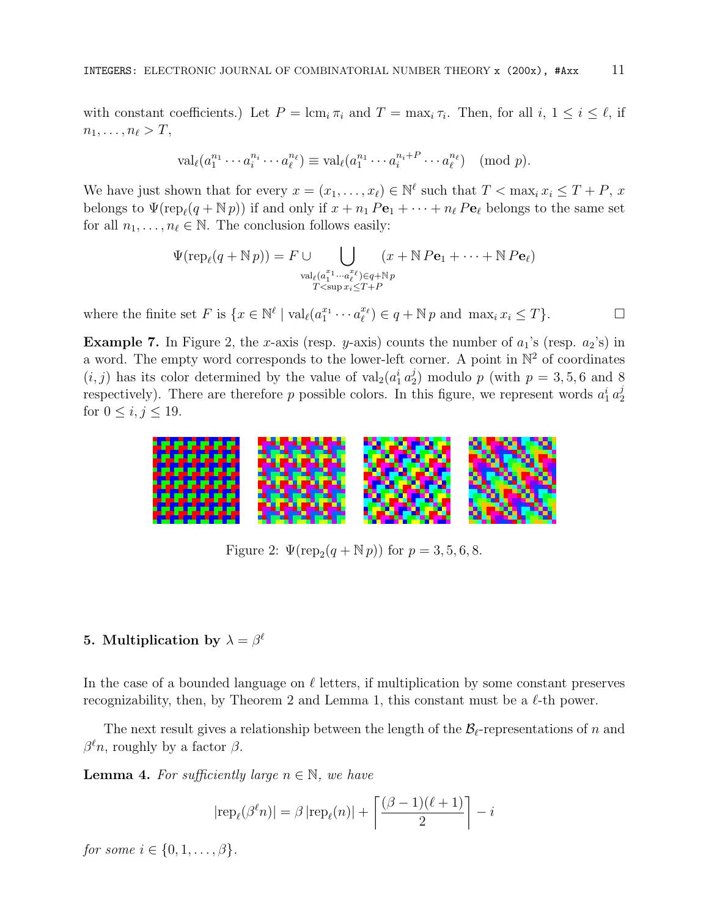with constant coefficients.) Let $P = \mathrm{lcm}_i\, \pi_i$ and $T = \max_i \tau_i$. Then, for all $i$, $1 \le i \le \ell$, if $n_1, \ldots, n_\ell > T$,

$$\mathrm{val}_\ell(a_1^{n_1} \cdots a_i^{n_i} \cdots a_\ell^{n_\ell}) \equiv \mathrm{val}_\ell(a_1^{n_1} \cdots a_i^{n_i+P} \cdots a_\ell^{n_\ell}) \pmod{p}.$$

We have just shown that for every $x = (x_1, \ldots, x_\ell) \in \mathbb{N}^\ell$ such that $T < \max_i x_i \le T + P$, $x$ belongs to $\Psi(\mathrm{rep}_\ell(q + \mathbb{N}\, p))$ if and only if $x + n_1\, P\mathbf{e}_1 + \cdots + n_\ell\, P\mathbf{e}_\ell$ belongs to the same set for all $n_1, \ldots, n_\ell \in \mathbb{N}$. The conclusion follows easily:

$$\Psi(\mathrm{rep}_\ell(q + \mathbb{N}\, p)) = F \cup \bigcup_{\substack{\mathrm{val}_\ell(a_1^{x_1} \cdots a_\ell^{x_\ell}) \in q + \mathbb{N}\, p \\ T < \sup x_i \le T+P}} (x + \mathbb{N}\, P\mathbf{e}_1 + \cdots + \mathbb{N}\, P\mathbf{e}_\ell)$$

where the finite set $F$ is $\{x \in \mathbb{N}^\ell \mid \mathrm{val}_\ell(a_1^{x_1} \cdots a_\ell^{x_\ell}) \in q + \mathbb{N}\, p \text{ and } \max_i x_i \le T\}$. □

**Example 7.** In Figure 2, the $x$-axis (resp. $y$-axis) counts the number of $a_1$'s (resp. $a_2$'s) in a word. The empty word corresponds to the lower-left corner. A point in $\mathbb{N}^2$ of coordinates $(i, j)$ has its color determined by the value of $\mathrm{val}_2(a_1^i\, a_2^j)$ modulo $p$ (with $p = 3, 5, 6$ and $8$ respectively). There are therefore $p$ possible colors. In this figure, we represent words $a_1^i\, a_2^j$ for $0 \le i, j \le 19$.

Figure 2: $\Psi(\mathrm{rep}_2(q + \mathbb{N}\, p))$ for $p = 3, 5, 6, 8$.

## 5. Multiplication by $\lambda = \beta^\ell$

In the case of a bounded language on $\ell$ letters, if multiplication by some constant preserves recognizability, then, by Theorem 2 and Lemma 1, this constant must be a $\ell$-th power.

The next result gives a relationship between the length of the $\mathcal{B}_\ell$-representations of $n$ and $\beta^\ell n$, roughly by a factor $\beta$.

**Lemma 4.** *For sufficiently large $n \in \mathbb{N}$, we have*

$$|\mathrm{rep}_\ell(\beta^\ell n)| = \beta\, |\mathrm{rep}_\ell(n)| + \left\lceil \frac{(\beta - 1)(\ell + 1)}{2} \right\rceil - i$$

*for some $i \in \{0, 1, \ldots, \beta\}$.*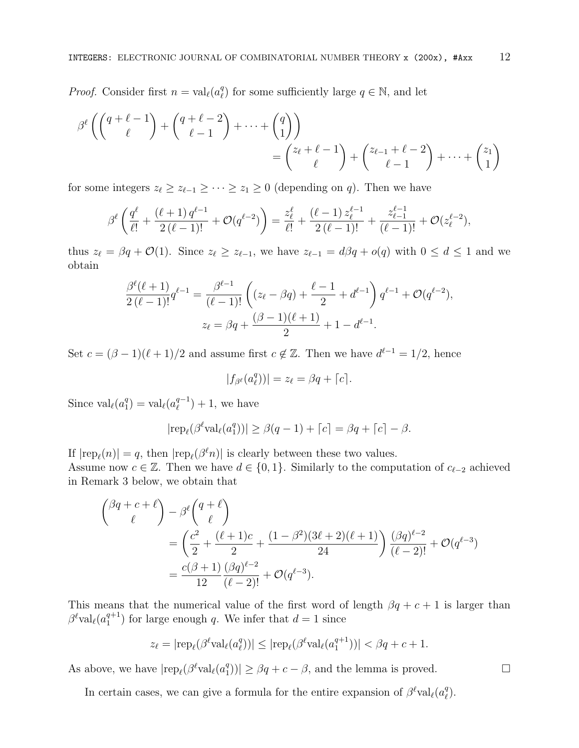*Proof.* Consider first $n = \mathrm{val}_\ell(a_\ell^q)$ for some sufficiently large $q \in \mathbb{N}$, and let

$$\beta^\ell \left( \binom{q+\ell-1}{\ell} + \binom{q+\ell-2}{\ell-1} + \cdots + \binom{q}{1} \right) = \binom{z_\ell+\ell-1}{\ell} + \binom{z_{\ell-1}+\ell-2}{\ell-1} + \cdots + \binom{z_1}{1}$$

for some integers $z_\ell \geq z_{\ell-1} \geq \cdots \geq z_1 \geq 0$ (depending on $q$). Then we have

$$\beta^\ell \left( \frac{q^\ell}{\ell!} + \frac{(\ell+1)\, q^{\ell-1}}{2\,(\ell-1)!} + \mathcal{O}(q^{\ell-2}) \right) = \frac{z_\ell^\ell}{\ell!} + \frac{(\ell-1)\, z_\ell^{\ell-1}}{2\,(\ell-1)!} + \frac{z_{\ell-1}^{\ell-1}}{(\ell-1)!} + \mathcal{O}(z_\ell^{\ell-2}),$$

thus $z_\ell = \beta q + \mathcal{O}(1)$. Since $z_\ell \geq z_{\ell-1}$, we have $z_{\ell-1} = d\beta q + o(q)$ with $0 \leq d \leq 1$ and we obtain

$$\frac{\beta^\ell(\ell+1)}{2\,(\ell-1)!} q^{\ell-1} = \frac{\beta^{\ell-1}}{(\ell-1)!} \left( (z_\ell - \beta q) + \frac{\ell-1}{2} + d^{\ell-1} \right) q^{\ell-1} + \mathcal{O}(q^{\ell-2}),$$

$$z_\ell = \beta q + \frac{(\beta-1)(\ell+1)}{2} + 1 - d^{\ell-1}.$$

Set $c = (\beta-1)(\ell+1)/2$ and assume first $c \notin \mathbb{Z}$. Then we have $d^{\ell-1} = 1/2$, hence

$$|f_{\beta^\ell}(a_\ell^q))| = z_\ell = \beta q + \lceil c \rceil.$$

Since $\mathrm{val}_\ell(a_1^q) = \mathrm{val}_\ell(a_\ell^{q-1}) + 1$, we have

$$|\mathrm{rep}_\ell(\beta^\ell \mathrm{val}_\ell(a_1^q))| \geq \beta(q-1) + \lceil c \rceil = \beta q + \lceil c \rceil - \beta.$$

If $|\mathrm{rep}_\ell(n)| = q$, then $|\mathrm{rep}_\ell(\beta^\ell n)|$ is clearly between these two values.
Assume now $c \in \mathbb{Z}$. Then we have $d \in \{0, 1\}$. Similarly to the computation of $c_{\ell-2}$ achieved in Remark 3 below, we obtain that

$$\begin{aligned}
\binom{\beta q + c + \ell}{\ell} - \beta^\ell \binom{q+\ell}{\ell} &= \left( \frac{c^2}{2} + \frac{(\ell+1)c}{2} + \frac{(1-\beta^2)(3\ell+2)(\ell+1)}{24} \right) \frac{(\beta q)^{\ell-2}}{(\ell-2)!} + \mathcal{O}(q^{\ell-3}) \\
&= \frac{c(\beta+1)}{12} \frac{(\beta q)^{\ell-2}}{(\ell-2)!} + \mathcal{O}(q^{\ell-3}).
\end{aligned}$$

This means that the numerical value of the first word of length $\beta q + c + 1$ is larger than $\beta^\ell \mathrm{val}_\ell(a_1^{q+1})$ for large enough $q$. We infer that $d = 1$ since

$$z_\ell = |\mathrm{rep}_\ell(\beta^\ell \mathrm{val}_\ell(a_\ell^q))| \leq |\mathrm{rep}_\ell(\beta^\ell \mathrm{val}_\ell(a_1^{q+1}))| < \beta q + c + 1.$$

As above, we have $|\mathrm{rep}_\ell(\beta^\ell \mathrm{val}_\ell(a_1^q))| \geq \beta q + c - \beta$, and the lemma is proved. □

In certain cases, we can give a formula for the entire expansion of $\beta^\ell \mathrm{val}_\ell(a_\ell^q)$.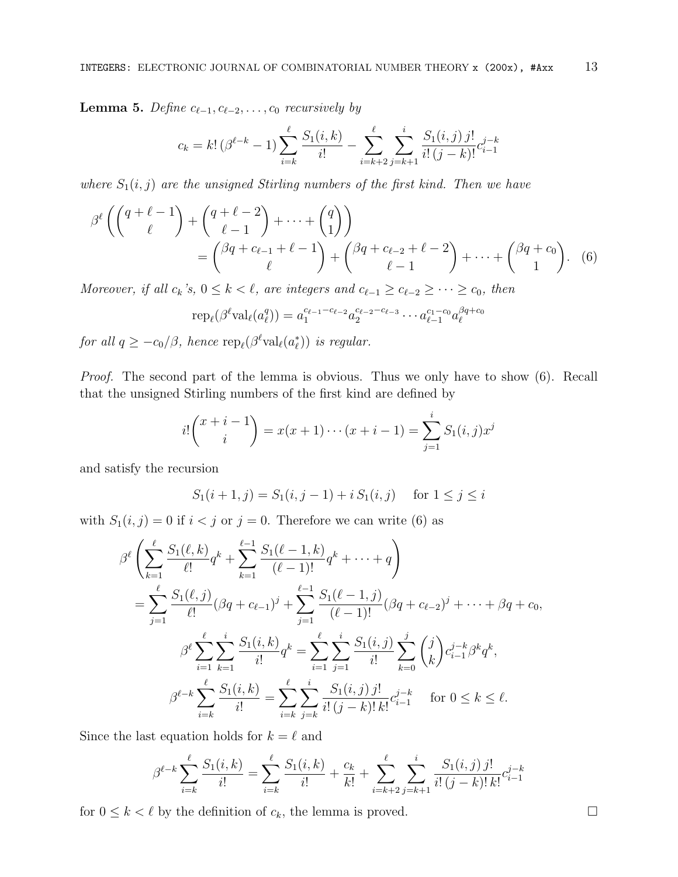**Lemma 5.** *Define $c_{\ell-1}, c_{\ell-2}, \dots, c_0$ recursively by*

$$c_k = k!\,(\beta^{\ell-k} - 1) \sum_{i=k}^{\ell} \frac{S_1(i,k)}{i!} - \sum_{i=k+2}^{\ell} \sum_{j=k+1}^{i} \frac{S_1(i,j)\,j!}{i!\,(j-k)!} c_{i-1}^{j-k}$$

*where $S_1(i,j)$ are the unsigned Stirling numbers of the first kind. Then we have*

$$\beta^\ell \left( \binom{q+\ell-1}{\ell} + \binom{q+\ell-2}{\ell-1} + \cdots + \binom{q}{1} \right) = \binom{\beta q + c_{\ell-1} + \ell - 1}{\ell} + \binom{\beta q + c_{\ell-2} + \ell - 2}{\ell - 1} + \cdots + \binom{\beta q + c_0}{1}. \quad (6)$$

*Moreover, if all $c_k$'s, $0 \le k < \ell$, are integers and $c_{\ell-1} \ge c_{\ell-2} \ge \cdots \ge c_0$, then*

$$\mathrm{rep}_\ell(\beta^\ell \mathrm{val}_\ell(a_\ell^q)) = a_1^{c_{\ell-1}-c_{\ell-2}} a_2^{c_{\ell-2}-c_{\ell-3}} \cdots a_{\ell-1}^{c_1-c_0} a_\ell^{\beta q + c_0}$$

*for all $q \ge -c_0/\beta$, hence $\mathrm{rep}_\ell(\beta^\ell \mathrm{val}_\ell(a_\ell^*))$ is regular.*

*Proof.* The second part of the lemma is obvious. Thus we only have to show (6). Recall that the unsigned Stirling numbers of the first kind are defined by

$$i! \binom{x+i-1}{i} = x(x+1)\cdots(x+i-1) = \sum_{j=1}^{i} S_1(i,j) x^j$$

and satisfy the recursion

$$S_1(i+1,j) = S_1(i,j-1) + i\, S_1(i,j) \quad \text{ for } 1 \le j \le i$$

with $S_1(i,j) = 0$ if $i < j$ or $j = 0$. Therefore we can write (6) as

$$\beta^\ell \left( \sum_{k=1}^{\ell} \frac{S_1(\ell,k)}{\ell!} q^k + \sum_{k=1}^{\ell-1} \frac{S_1(\ell-1,k)}{(\ell-1)!} q^k + \cdots + q \right)$$
$$= \sum_{j=1}^{\ell} \frac{S_1(\ell,j)}{\ell!} (\beta q + c_{\ell-1})^j + \sum_{j=1}^{\ell-1} \frac{S_1(\ell-1,j)}{(\ell-1)!} (\beta q + c_{\ell-2})^j + \cdots + \beta q + c_0,$$

$$\beta^\ell \sum_{i=1}^{\ell} \sum_{k=1}^{i} \frac{S_1(i,k)}{i!} q^k = \sum_{i=1}^{\ell} \sum_{j=1}^{i} \frac{S_1(i,j)}{i!} \sum_{k=0}^{j} \binom{j}{k} c_{i-1}^{j-k} \beta^k q^k,$$

$$\beta^{\ell-k} \sum_{i=k}^{\ell} \frac{S_1(i,k)}{i!} = \sum_{i=k}^{\ell} \sum_{j=k}^{i} \frac{S_1(i,j)\,j!}{i!\,(j-k)!\,k!} c_{i-1}^{j-k} \quad \text{ for } 0 \le k \le \ell.$$

Since the last equation holds for $k = \ell$ and

$$\beta^{\ell-k} \sum_{i=k}^{\ell} \frac{S_1(i,k)}{i!} = \sum_{i=k}^{\ell} \frac{S_1(i,k)}{i!} + \frac{c_k}{k!} + \sum_{i=k+2}^{\ell} \sum_{j=k+1}^{i} \frac{S_1(i,j)\,j!}{i!\,(j-k)!\,k!} c_{i-1}^{j-k}$$

for $0 \le k < \ell$ by the definition of $c_k$, the lemma is proved. $\square$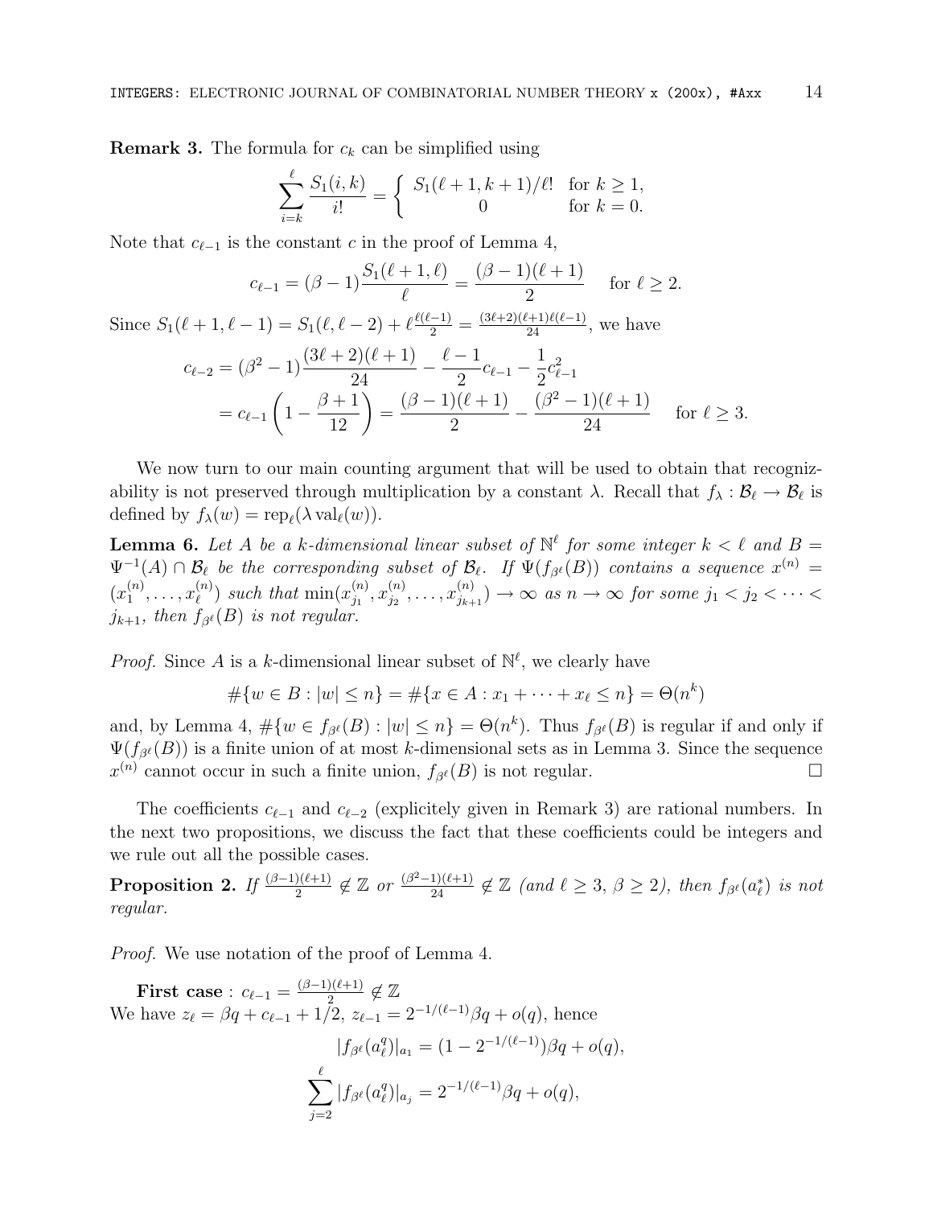**Remark 3.** The formula for $c_k$ can be simplified using

$$\sum_{i=k}^{\ell} \frac{S_1(i,k)}{i!} = \begin{cases} S_1(\ell+1,k+1)/\ell! & \text{for } k \geq 1, \\ 0 & \text{for } k = 0. \end{cases}$$

Note that $c_{\ell-1}$ is the constant $c$ in the proof of Lemma 4,

$$c_{\ell-1} = (\beta-1)\frac{S_1(\ell+1,\ell)}{\ell} = \frac{(\beta-1)(\ell+1)}{2} \quad \text{for } \ell \geq 2.$$

Since $S_1(\ell+1,\ell-1) = S_1(\ell,\ell-2) + \ell\frac{\ell(\ell-1)}{2} = \frac{(3\ell+2)(\ell+1)\ell(\ell-1)}{24}$, we have

$$\begin{aligned} c_{\ell-2} &= (\beta^2-1)\frac{(3\ell+2)(\ell+1)}{24} - \frac{\ell-1}{2}c_{\ell-1} - \frac{1}{2}c_{\ell-1}^2 \\ &= c_{\ell-1}\left(1 - \frac{\beta+1}{12}\right) = \frac{(\beta-1)(\ell+1)}{2} - \frac{(\beta^2-1)(\ell+1)}{24} \quad \text{for } \ell \geq 3. \end{aligned}$$

We now turn to our main counting argument that will be used to obtain that recognizability is not preserved through multiplication by a constant $\lambda$. Recall that $f_\lambda : \mathcal{B}_\ell \to \mathcal{B}_\ell$ is defined by $f_\lambda(w) = \operatorname{rep}_\ell(\lambda \operatorname{val}_\ell(w))$.

**Lemma 6.** *Let $A$ be a $k$-dimensional linear subset of $\mathbb{N}^\ell$ for some integer $k < \ell$ and $B = \Psi^{-1}(A) \cap \mathcal{B}_\ell$ be the corresponding subset of $\mathcal{B}_\ell$. If $\Psi(f_{\beta^\ell}(B))$ contains a sequence $x^{(n)} = (x_1^{(n)}, \ldots, x_\ell^{(n)})$ such that $\min(x_{j_1}^{(n)}, x_{j_2}^{(n)}, \ldots, x_{j_{k+1}}^{(n)}) \to \infty$ as $n \to \infty$ for some $j_1 < j_2 < \cdots < j_{k+1}$, then $f_{\beta^\ell}(B)$ is not regular.*

*Proof.* Since $A$ is a $k$-dimensional linear subset of $\mathbb{N}^\ell$, we clearly have

$$\#\{w \in B : |w| \leq n\} = \#\{x \in A : x_1 + \cdots + x_\ell \leq n\} = \Theta(n^k)$$

and, by Lemma 4, $\#\{w \in f_{\beta^\ell}(B) : |w| \leq n\} = \Theta(n^k)$. Thus $f_{\beta^\ell}(B)$ is regular if and only if $\Psi(f_{\beta^\ell}(B))$ is a finite union of at most $k$-dimensional sets as in Lemma 3. Since the sequence $x^{(n)}$ cannot occur in such a finite union, $f_{\beta^\ell}(B)$ is not regular. $\square$

The coefficients $c_{\ell-1}$ and $c_{\ell-2}$ (explicitely given in Remark 3) are rational numbers. In the next two propositions, we discuss the fact that these coefficients could be integers and we rule out all the possible cases.

**Proposition 2.** *If $\frac{(\beta-1)(\ell+1)}{2} \notin \mathbb{Z}$ or $\frac{(\beta^2-1)(\ell+1)}{24} \notin \mathbb{Z}$ (and $\ell \geq 3$, $\beta \geq 2$), then $f_{\beta^\ell}(a_\ell^*)$ is not regular.*

*Proof.* We use notation of the proof of Lemma 4.

**First case** : $c_{\ell-1} = \frac{(\beta-1)(\ell+1)}{2} \notin \mathbb{Z}$

We have $z_\ell = \beta q + c_{\ell-1} + 1/2$, $z_{\ell-1} = 2^{-1/(\ell-1)}\beta q + o(q)$, hence

$$|f_{\beta^\ell}(a_\ell^q)|_{a_1} = (1 - 2^{-1/(\ell-1)})\beta q + o(q),$$

$$\sum_{j=2}^{\ell} |f_{\beta^\ell}(a_\ell^q)|_{a_j} = 2^{-1/(\ell-1)}\beta q + o(q),$$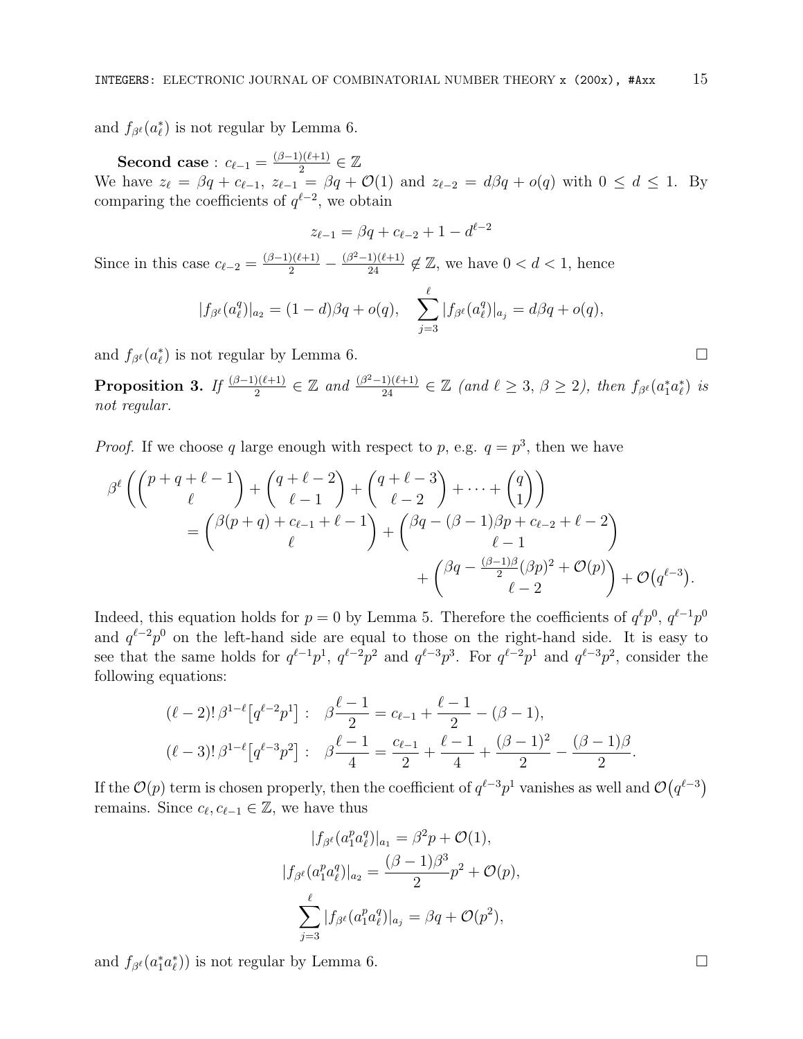and $f_{\beta^\ell}(a_\ell^*)$ is not regular by Lemma 6.

**Second case** : $c_{\ell-1} = \frac{(\beta-1)(\ell+1)}{2} \in \mathbb{Z}$

We have $z_\ell = \beta q + c_{\ell-1}$, $z_{\ell-1} = \beta q + \mathcal{O}(1)$ and $z_{\ell-2} = d\beta q + o(q)$ with $0 \le d \le 1$. By comparing the coefficients of $q^{\ell-2}$, we obtain

$$z_{\ell-1} = \beta q + c_{\ell-2} + 1 - d^{\ell-2}$$

Since in this case $c_{\ell-2} = \frac{(\beta-1)(\ell+1)}{2} - \frac{(\beta^2-1)(\ell+1)}{24} \notin \mathbb{Z}$, we have $0 < d < 1$, hence

$$|f_{\beta^\ell}(a_\ell^q)|_{a_2} = (1-d)\beta q + o(q), \quad \sum_{j=3}^{\ell} |f_{\beta^\ell}(a_\ell^q)|_{a_j} = d\beta q + o(q),$$

and $f_{\beta^\ell}(a_\ell^*)$ is not regular by Lemma 6. $\square$

**Proposition 3.** *If $\frac{(\beta-1)(\ell+1)}{2} \in \mathbb{Z}$ and $\frac{(\beta^2-1)(\ell+1)}{24} \in \mathbb{Z}$ (and $\ell \ge 3$, $\beta \ge 2$), then $f_{\beta^\ell}(a_1^* a_\ell^*)$ is not regular.*

*Proof.* If we choose $q$ large enough with respect to $p$, e.g. $q = p^3$, then we have

$$\begin{aligned}
\beta^\ell \left( \binom{p+q+\ell-1}{\ell} + \binom{q+\ell-2}{\ell-1} + \binom{q+\ell-3}{\ell-2} + \cdots + \binom{q}{1} \right) \\
= \binom{\beta(p+q) + c_{\ell-1} + \ell - 1}{\ell} + \binom{\beta q - (\beta-1)\beta p + c_{\ell-2} + \ell - 2}{\ell - 1} \\
+ \binom{\beta q - \frac{(\beta-1)\beta}{2}(\beta p)^2 + \mathcal{O}(p)}{\ell-2} + \mathcal{O}\big(q^{\ell-3}\big).
\end{aligned}$$

Indeed, this equation holds for $p = 0$ by Lemma 5. Therefore the coefficients of $q^\ell p^0$, $q^{\ell-1}p^0$ and $q^{\ell-2}p^0$ on the left-hand side are equal to those on the right-hand side. It is easy to see that the same holds for $q^{\ell-1}p^1$, $q^{\ell-2}p^2$ and $q^{\ell-3}p^3$. For $q^{\ell-2}p^1$ and $q^{\ell-3}p^2$, consider the following equations:

$$\begin{aligned}
(\ell-2)!\,\beta^{1-\ell}\big[q^{\ell-2}p^1\big]: \quad & \beta\frac{\ell-1}{2} = c_{\ell-1} + \frac{\ell-1}{2} - (\beta-1), \\
(\ell-3)!\,\beta^{1-\ell}\big[q^{\ell-3}p^2\big]: \quad & \beta\frac{\ell-1}{4} = \frac{c_{\ell-1}}{2} + \frac{\ell-1}{4} + \frac{(\beta-1)^2}{2} - \frac{(\beta-1)\beta}{2}.
\end{aligned}$$

If the $\mathcal{O}(p)$ term is chosen properly, then the coefficient of $q^{\ell-3}p^1$ vanishes as well and $\mathcal{O}\big(q^{\ell-3}\big)$ remains. Since $c_\ell, c_{\ell-1} \in \mathbb{Z}$, we have thus

$$\begin{aligned}
|f_{\beta^\ell}(a_1^p a_\ell^q)|_{a_1} &= \beta^2 p + \mathcal{O}(1), \\
|f_{\beta^\ell}(a_1^p a_\ell^q)|_{a_2} &= \frac{(\beta-1)\beta^3}{2}p^2 + \mathcal{O}(p), \\
\sum_{j=3}^{\ell} |f_{\beta^\ell}(a_1^p a_\ell^q)|_{a_j} &= \beta q + \mathcal{O}(p^2),
\end{aligned}$$

and $f_{\beta^\ell}(a_1^* a_\ell^*))$ is not regular by Lemma 6. $\square$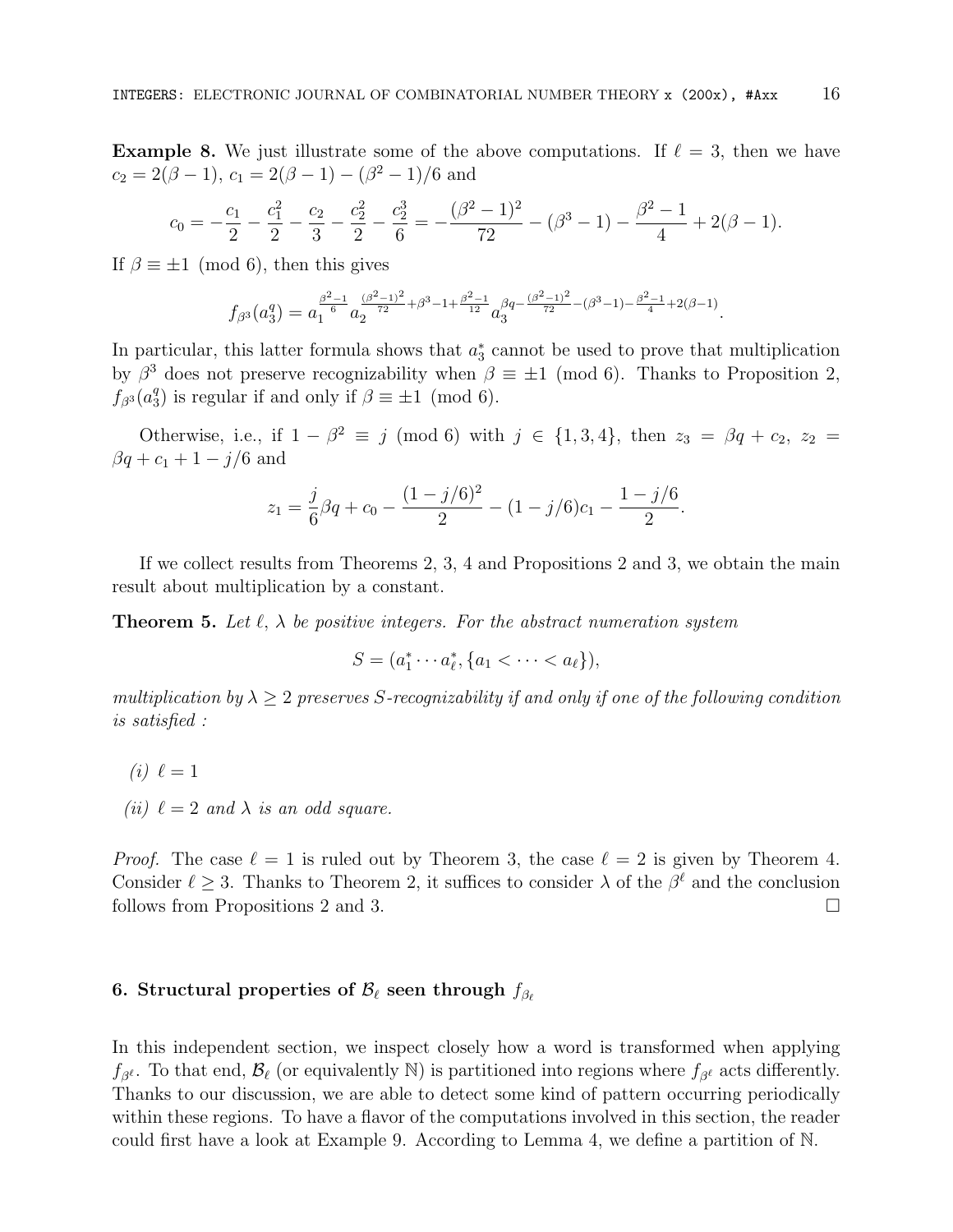**Example 8.** We just illustrate some of the above computations. If $\ell = 3$, then we have $c_2 = 2(\beta - 1)$, $c_1 = 2(\beta - 1) - (\beta^2 - 1)/6$ and

$$c_0 = -\frac{c_1}{2} - \frac{c_1^2}{2} - \frac{c_2}{3} - \frac{c_2^2}{2} - \frac{c_2^3}{6} = -\frac{(\beta^2-1)^2}{72} - (\beta^3 - 1) - \frac{\beta^2 - 1}{4} + 2(\beta - 1).$$

If $\beta \equiv \pm 1 \pmod 6$, then this gives

$$f_{\beta^3}(a_3^q) = a_1^{\frac{\beta^2-1}{6}} a_2^{\frac{(\beta^2-1)^2}{72} + \beta^3 - 1 + \frac{\beta^2-1}{12}} a_3^{\beta q - \frac{(\beta^2-1)^2}{72} - (\beta^3-1) - \frac{\beta^2-1}{4} + 2(\beta-1)}.$$

In particular, this latter formula shows that $a_3^*$ cannot be used to prove that multiplication by $\beta^3$ does not preserve recognizability when $\beta \equiv \pm 1 \pmod 6$. Thanks to Proposition 2, $f_{\beta^3}(a_3^q)$ is regular if and only if $\beta \equiv \pm 1 \pmod 6$.

Otherwise, i.e., if $1 - \beta^2 \equiv j \pmod 6$ with $j \in \{1, 3, 4\}$, then $z_3 = \beta q + c_2$, $z_2 = \beta q + c_1 + 1 - j/6$ and

$$z_1 = \frac{j}{6}\beta q + c_0 - \frac{(1 - j/6)^2}{2} - (1 - j/6)c_1 - \frac{1 - j/6}{2}.$$

If we collect results from Theorems 2, 3, 4 and Propositions 2 and 3, we obtain the main result about multiplication by a constant.

**Theorem 5.** *Let $\ell$, $\lambda$ be positive integers. For the abstract numeration system*

$$S = (a_1^* \cdots a_\ell^*, \{a_1 < \cdots < a_\ell\}),$$

*multiplication by $\lambda \geq 2$ preserves $S$-recognizability if and only if one of the following condition is satisfied :*

*(i)* $\ell = 1$

*(ii)* $\ell = 2$ *and $\lambda$ is an odd square.*

*Proof.* The case $\ell = 1$ is ruled out by Theorem 3, the case $\ell = 2$ is given by Theorem 4. Consider $\ell \geq 3$. Thanks to Theorem 2, it suffices to consider $\lambda$ of the $\beta^\ell$ and the conclusion follows from Propositions 2 and 3. $\square$

## 6. Structural properties of $\mathcal{B}_\ell$ seen through $f_{\beta_\ell}$

In this independent section, we inspect closely how a word is transformed when applying $f_{\beta^\ell}$. To that end, $\mathcal{B}_\ell$ (or equivalently $\mathbb{N}$) is partitioned into regions where $f_{\beta^\ell}$ acts differently. Thanks to our discussion, we are able to detect some kind of pattern occurring periodically within these regions. To have a flavor of the computations involved in this section, the reader could first have a look at Example 9. According to Lemma 4, we define a partition of $\mathbb{N}$.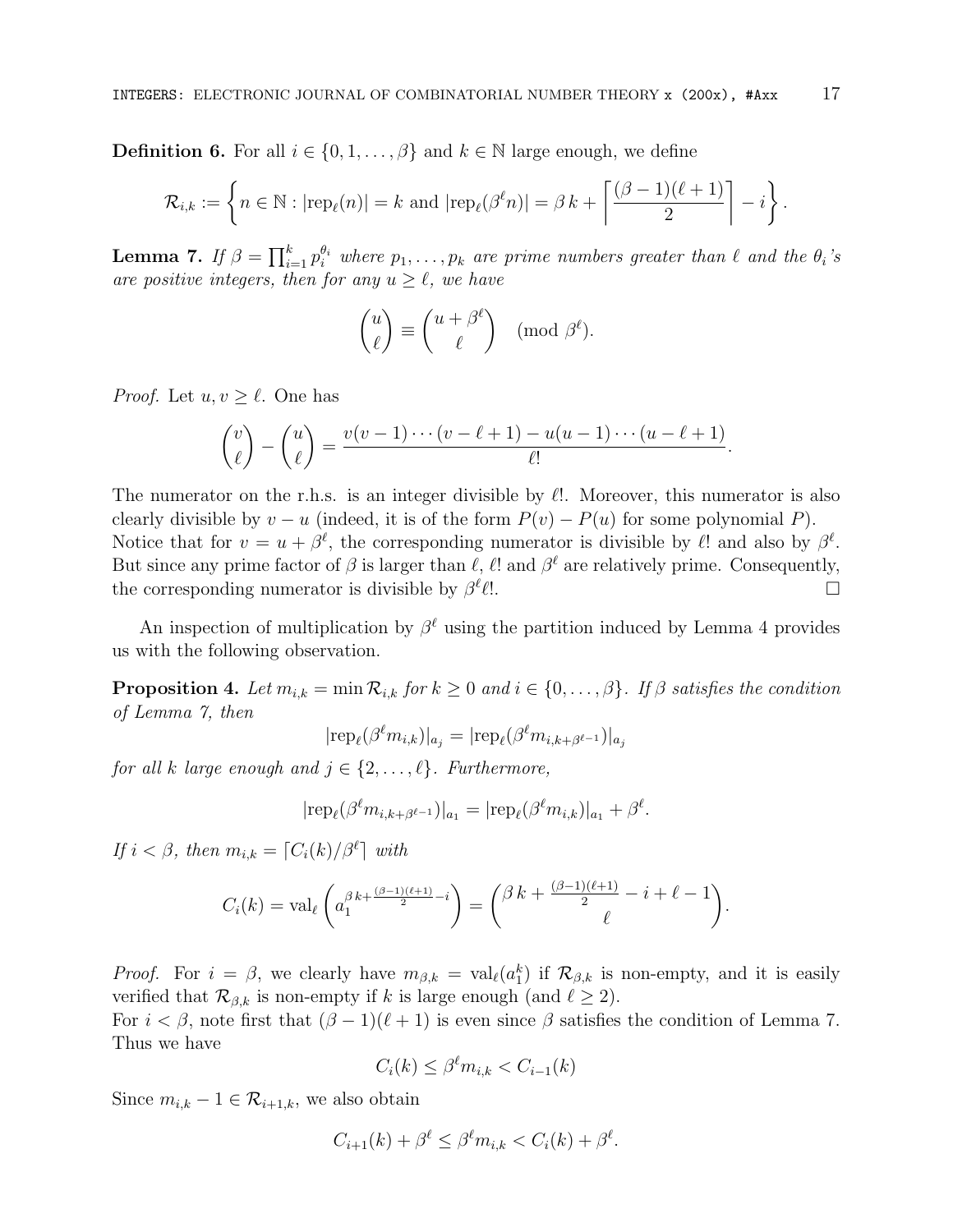**Definition 6.** For all $i \in \{0, 1, \ldots, \beta\}$ and $k \in \mathbb{N}$ large enough, we define

$$\mathcal{R}_{i,k} := \left\{ n \in \mathbb{N} : |\mathrm{rep}_\ell(n)| = k \text{ and } |\mathrm{rep}_\ell(\beta^\ell n)| = \beta\, k + \left\lceil \frac{(\beta-1)(\ell+1)}{2} \right\rceil - i \right\}.$$

**Lemma 7.** *If $\beta = \prod_{i=1}^{k} p_i^{\theta_i}$ where $p_1, \ldots, p_k$ are prime numbers greater than $\ell$ and the $\theta_i$'s are positive integers, then for any $u \geq \ell$, we have*

$$\binom{u}{\ell} \equiv \binom{u + \beta^\ell}{\ell} \pmod{\beta^\ell}.$$

*Proof.* Let $u, v \geq \ell$. One has

$$\binom{v}{\ell} - \binom{u}{\ell} = \frac{v(v-1)\cdots(v-\ell+1) - u(u-1)\cdots(u-\ell+1)}{\ell!}.$$

The numerator on the r.h.s. is an integer divisible by $\ell!$. Moreover, this numerator is also clearly divisible by $v - u$ (indeed, it is of the form $P(v) - P(u)$ for some polynomial $P$). Notice that for $v = u + \beta^\ell$, the corresponding numerator is divisible by $\ell!$ and also by $\beta^\ell$. But since any prime factor of $\beta$ is larger than $\ell$, $\ell!$ and $\beta^\ell$ are relatively prime. Consequently, the corresponding numerator is divisible by $\beta^\ell \ell!$. $\square$

An inspection of multiplication by $\beta^\ell$ using the partition induced by Lemma 4 provides us with the following observation.

**Proposition 4.** *Let $m_{i,k} = \min \mathcal{R}_{i,k}$ for $k \geq 0$ and $i \in \{0, \ldots, \beta\}$. If $\beta$ satisfies the condition of Lemma 7, then*

$$|\mathrm{rep}_\ell(\beta^\ell m_{i,k})|_{a_j} = |\mathrm{rep}_\ell(\beta^\ell m_{i,k+\beta^{\ell-1}})|_{a_j}$$

*for all $k$ large enough and $j \in \{2, \ldots, \ell\}$. Furthermore,*

$$|\mathrm{rep}_\ell(\beta^\ell m_{i,k+\beta^{\ell-1}})|_{a_1} = |\mathrm{rep}_\ell(\beta^\ell m_{i,k})|_{a_1} + \beta^\ell.$$

*If $i < \beta$, then $m_{i,k} = \lceil C_i(k)/\beta^\ell \rceil$ with*

$$C_i(k) = \mathrm{val}_\ell\left(a_1^{\beta\, k + \frac{(\beta-1)(\ell+1)}{2} - i}\right) = \binom{\beta\, k + \frac{(\beta-1)(\ell+1)}{2} - i + \ell - 1}{\ell}.$$

*Proof.* For $i = \beta$, we clearly have $m_{\beta,k} = \mathrm{val}_\ell(a_1^k)$ if $\mathcal{R}_{\beta,k}$ is non-empty, and it is easily verified that $\mathcal{R}_{\beta,k}$ is non-empty if $k$ is large enough (and $\ell \geq 2$).
For $i < \beta$, note first that $(\beta-1)(\ell+1)$ is even since $\beta$ satisfies the condition of Lemma 7. Thus we have

$$C_i(k) \leq \beta^\ell m_{i,k} < C_{i-1}(k)$$

Since $m_{i,k} - 1 \in \mathcal{R}_{i+1,k}$, we also obtain

$$C_{i+1}(k) + \beta^\ell \leq \beta^\ell m_{i,k} < C_i(k) + \beta^\ell.$$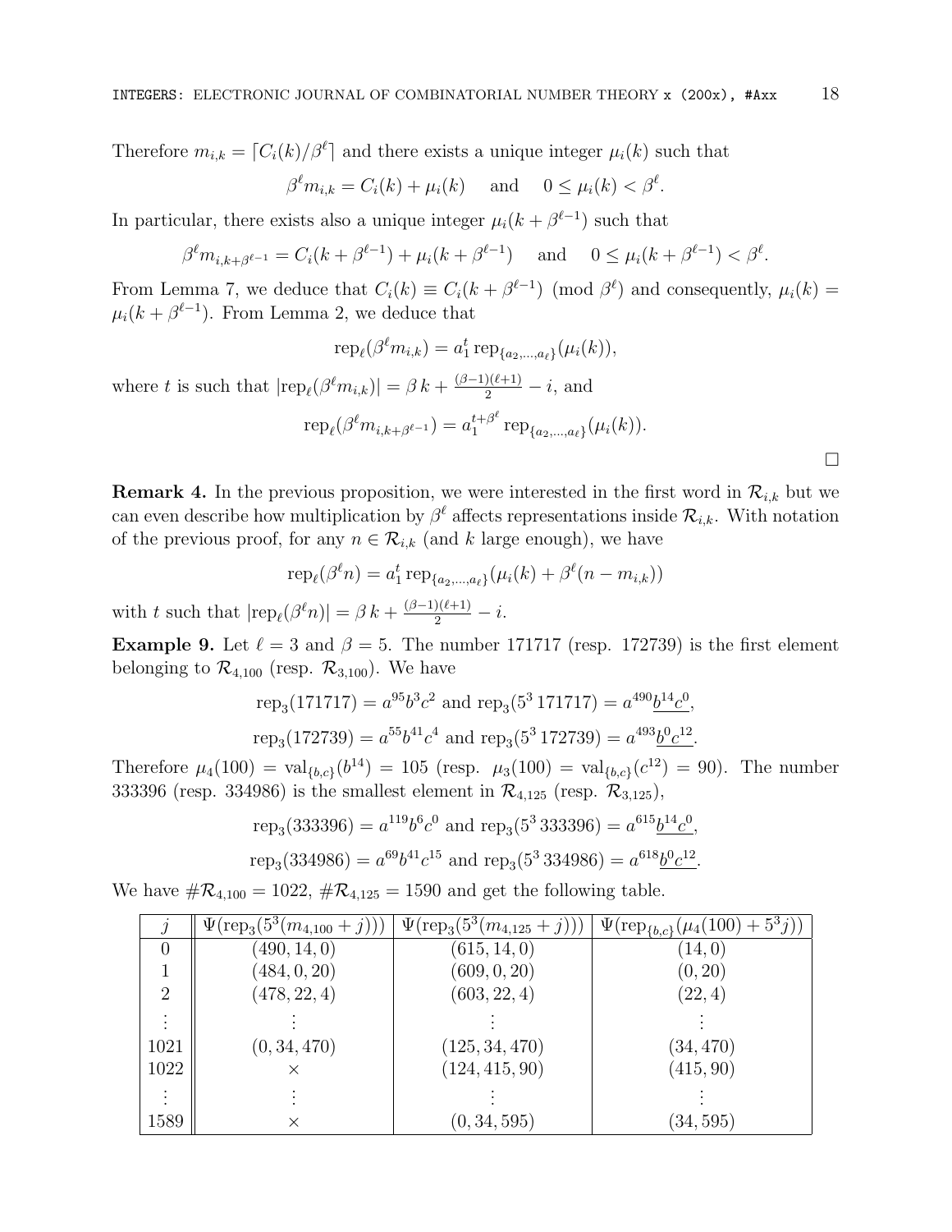Therefore $m_{i,k} = \lceil C_i(k)/\beta^\ell \rceil$ and there exists a unique integer $\mu_i(k)$ such that

$$\beta^\ell m_{i,k} = C_i(k) + \mu_i(k) \quad \text{and} \quad 0 \le \mu_i(k) < \beta^\ell.$$

In particular, there exists also a unique integer $\mu_i(k + \beta^{\ell-1})$ such that

$$\beta^\ell m_{i,k+\beta^{\ell-1}} = C_i(k + \beta^{\ell-1}) + \mu_i(k + \beta^{\ell-1}) \quad \text{and} \quad 0 \le \mu_i(k + \beta^{\ell-1}) < \beta^\ell.$$

From Lemma 7, we deduce that $C_i(k) \equiv C_i(k + \beta^{\ell-1}) \pmod{\beta^\ell}$ and consequently, $\mu_i(k) = \mu_i(k + \beta^{\ell-1})$. From Lemma 2, we deduce that

$$\text{rep}_\ell(\beta^\ell m_{i,k}) = a_1^t \, \text{rep}_{\{a_2,\ldots,a_\ell\}}(\mu_i(k)),$$

where $t$ is such that $|\text{rep}_\ell(\beta^\ell m_{i,k})| = \beta\, k + \frac{(\beta-1)(\ell+1)}{2} - i$, and

$$\text{rep}_\ell(\beta^\ell m_{i,k+\beta^{\ell-1}}) = a_1^{t+\beta^\ell} \, \text{rep}_{\{a_2,\ldots,a_\ell\}}(\mu_i(k)).$$

□

**Remark 4.** In the previous proposition, we were interested in the first word in $\mathcal{R}_{i,k}$ but we can even describe how multiplication by $\beta^\ell$ affects representations inside $\mathcal{R}_{i,k}$. With notation of the previous proof, for any $n \in \mathcal{R}_{i,k}$ (and $k$ large enough), we have

$$\text{rep}_\ell(\beta^\ell n) = a_1^t \, \text{rep}_{\{a_2,\ldots,a_\ell\}}(\mu_i(k) + \beta^\ell(n - m_{i,k}))$$

with $t$ such that $|\text{rep}_\ell(\beta^\ell n)| = \beta\, k + \frac{(\beta-1)(\ell+1)}{2} - i$.

**Example 9.** Let $\ell = 3$ and $\beta = 5$. The number 171717 (resp. 172739) is the first element belonging to $\mathcal{R}_{4,100}$ (resp. $\mathcal{R}_{3,100}$). We have

$$\text{rep}_3(171717) = a^{95}b^3c^2 \text{ and } \text{rep}_3(5^3\, 171717) = a^{490}\underline{b^{14}c^0},$$

$$\text{rep}_3(172739) = a^{55}b^{41}c^4 \text{ and } \text{rep}_3(5^3\, 172739) = a^{493}\underline{b^0c^{12}}.$$

Therefore $\mu_4(100) = \text{val}_{\{b,c\}}(b^{14}) = 105$ (resp. $\mu_3(100) = \text{val}_{\{b,c\}}(c^{12}) = 90$). The number 333396 (resp. 334986) is the smallest element in $\mathcal{R}_{4,125}$ (resp. $\mathcal{R}_{3,125}$),

$$\text{rep}_3(333396) = a^{119}b^6c^0 \text{ and } \text{rep}_3(5^3\, 333396) = a^{615}\underline{b^{14}c^0},$$

$$\text{rep}_3(334986) = a^{69}b^{41}c^{15} \text{ and } \text{rep}_3(5^3\, 334986) = a^{618}\underline{b^0c^{12}}.$$

We have $\#\mathcal{R}_{4,100} = 1022$, $\#\mathcal{R}_{4,125} = 1590$ and get the following table.

| $j$ | $\Psi(\text{rep}_3(5^3(m_{4,100}+j)))$ | $\Psi(\text{rep}_3(5^3(m_{4,125}+j)))$ | $\Psi(\text{rep}_{\{b,c\}}(\mu_4(100)+5^3j))$ |
|---|---|---|---|
| 0 | $(490, 14, 0)$ | $(615, 14, 0)$ | $(14, 0)$ |
| 1 | $(484, 0, 20)$ | $(609, 0, 20)$ | $(0, 20)$ |
| 2 | $(478, 22, 4)$ | $(603, 22, 4)$ | $(22, 4)$ |
| $\vdots$ | $\vdots$ | $\vdots$ | $\vdots$ |
| 1021 | $(0, 34, 470)$ | $(125, 34, 470)$ | $(34, 470)$ |
| 1022 | $\times$ | $(124, 415, 90)$ | $(415, 90)$ |
| $\vdots$ | $\vdots$ | $\vdots$ | $\vdots$ |
| 1589 | $\times$ | $(0, 34, 595)$ | $(34, 595)$ |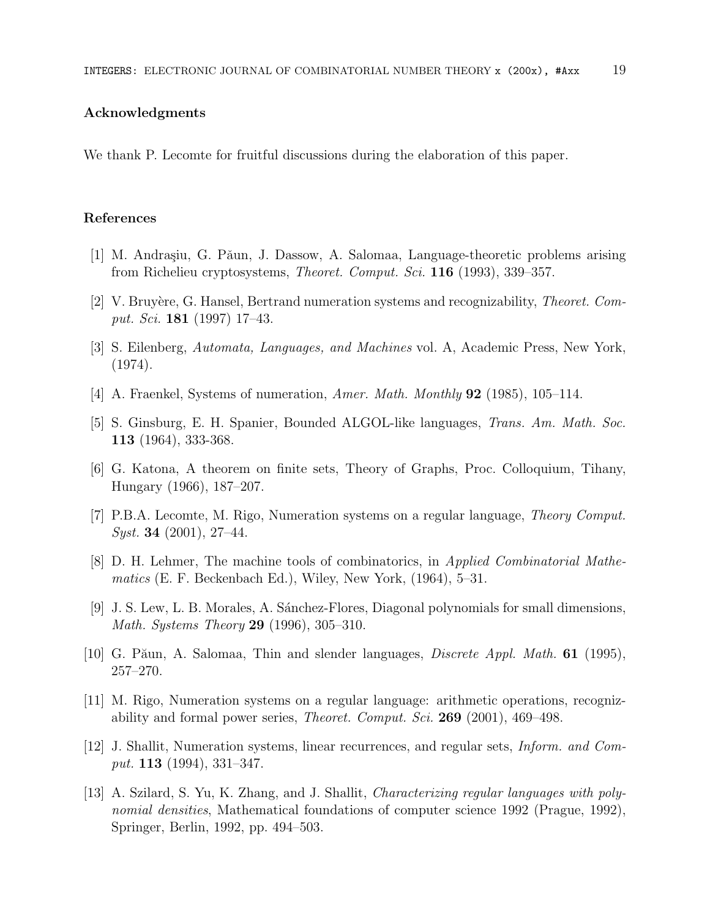## Acknowledgments

We thank P. Lecomte for fruitful discussions during the elaboration of this paper.

## References

[1] M. Andraşiu, G. Păun, J. Dassow, A. Salomaa, Language-theoretic problems arising from Richelieu cryptosystems, *Theoret. Comput. Sci.* **116** (1993), 339–357.

[2] V. Bruyère, G. Hansel, Bertrand numeration systems and recognizability, *Theoret. Comput. Sci.* **181** (1997) 17–43.

[3] S. Eilenberg, *Automata, Languages, and Machines* vol. A, Academic Press, New York, (1974).

[4] A. Fraenkel, Systems of numeration, *Amer. Math. Monthly* **92** (1985), 105–114.

[5] S. Ginsburg, E. H. Spanier, Bounded ALGOL-like languages, *Trans. Am. Math. Soc.* **113** (1964), 333-368.

[6] G. Katona, A theorem on finite sets, Theory of Graphs, Proc. Colloquium, Tihany, Hungary (1966), 187–207.

[7] P.B.A. Lecomte, M. Rigo, Numeration systems on a regular language, *Theory Comput. Syst.* **34** (2001), 27–44.

[8] D. H. Lehmer, The machine tools of combinatorics, in *Applied Combinatorial Mathematics* (E. F. Beckenbach Ed.), Wiley, New York, (1964), 5–31.

[9] J. S. Lew, L. B. Morales, A. Sánchez-Flores, Diagonal polynomials for small dimensions, *Math. Systems Theory* **29** (1996), 305–310.

[10] G. Păun, A. Salomaa, Thin and slender languages, *Discrete Appl. Math.* **61** (1995), 257–270.

[11] M. Rigo, Numeration systems on a regular language: arithmetic operations, recognizability and formal power series, *Theoret. Comput. Sci.* **269** (2001), 469–498.

[12] J. Shallit, Numeration systems, linear recurrences, and regular sets, *Inform. and Comput.* **113** (1994), 331–347.

[13] A. Szilard, S. Yu, K. Zhang, and J. Shallit, *Characterizing regular languages with polynomial densities*, Mathematical foundations of computer science 1992 (Prague, 1992), Springer, Berlin, 1992, pp. 494–503.